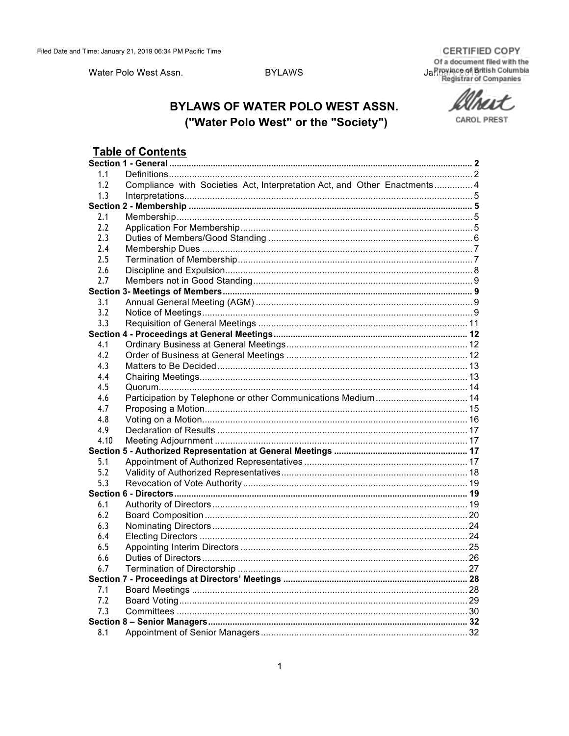Filed Date and Time: January 21, 2019 06:34 PM Pacific Time

CERTIFIED COPY
Of a document filed with the
Province of British Columbia
Registrar of Companies

CAROL PREST

# BYLAWS OF WATER POLO WEST ASSN.
## ("Water Polo West" or the "Society")

## Table of Contents

**Section 1 - General** ..... 2
- 1.1 Definitions ..... 2
- 1.2 Compliance with Societies Act, Interpretation Act, and Other Enactments ..... 4
- 1.3 Interpretations ..... 5

**Section 2 - Membership** ..... 5
- 2.1 Membership ..... 5
- 2.2 Application For Membership ..... 5
- 2.3 Duties of Members/Good Standing ..... 6
- 2.4 Membership Dues ..... 7
- 2.5 Termination of Membership ..... 7
- 2.6 Discipline and Expulsion ..... 8
- 2.7 Members not in Good Standing ..... 9

**Section 3- Meetings of Members** ..... 9
- 3.1 Annual General Meeting (AGM) ..... 9
- 3.2 Notice of Meetings ..... 9
- 3.3 Requisition of General Meetings ..... 11

**Section 4 - Proceedings at General Meetings** ..... 12
- 4.1 Ordinary Business at General Meetings ..... 12
- 4.2 Order of Business at General Meetings ..... 12
- 4.3 Matters to Be Decided ..... 13
- 4.4 Chairing Meetings ..... 13
- 4.5 Quorum ..... 14
- 4.6 Participation by Telephone or other Communications Medium ..... 14
- 4.7 Proposing a Motion ..... 15
- 4.8 Voting on a Motion ..... 16
- 4.9 Declaration of Results ..... 17
- 4.10 Meeting Adjournment ..... 17

**Section 5 - Authorized Representation at General Meetings** ..... 17
- 5.1 Appointment of Authorized Representatives ..... 17
- 5.2 Validity of Authorized Representatives ..... 18
- 5.3 Revocation of Vote Authority ..... 19

**Section 6 - Directors** ..... 19
- 6.1 Authority of Directors ..... 19
- 6.2 Board Composition ..... 20
- 6.3 Nominating Directors ..... 24
- 6.4 Electing Directors ..... 24
- 6.5 Appointing Interim Directors ..... 25
- 6.6 Duties of Directors ..... 26
- 6.7 Termination of Directorship ..... 27

**Section 7 - Proceedings at Directors' Meetings** ..... 28
- 7.1 Board Meetings ..... 28
- 7.2 Board Voting ..... 29
- 7.3 Committees ..... 30

**Section 8 – Senior Managers** ..... 32
- 8.1 Appointment of Senior Managers ..... 32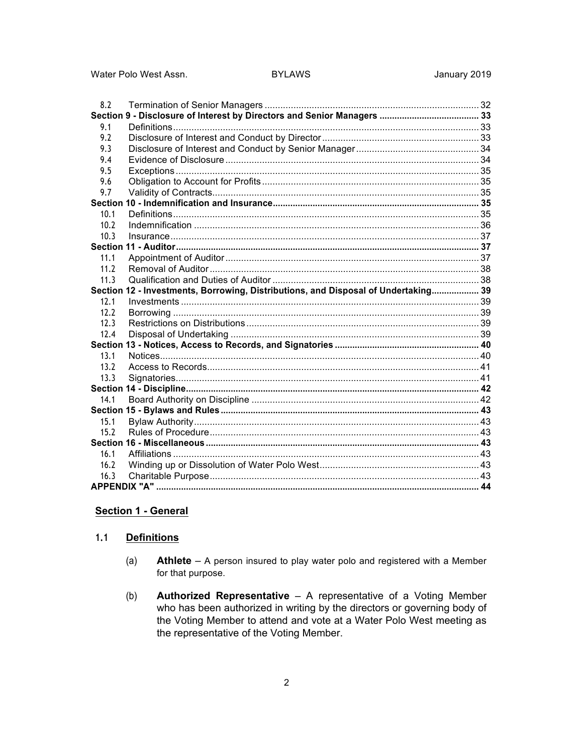| | | |
|---|---|---|
| 8.2 | Termination of Senior Managers | 32 |
| **Section 9 - Disclosure of Interest by Directors and Senior Managers** | | **33** |
| 9.1 | Definitions | 33 |
| 9.2 | Disclosure of Interest and Conduct by Director | 33 |
| 9.3 | Disclosure of Interest and Conduct by Senior Manager | 34 |
| 9.4 | Evidence of Disclosure | 34 |
| 9.5 | Exceptions | 35 |
| 9.6 | Obligation to Account for Profits | 35 |
| 9.7 | Validity of Contracts | 35 |
| **Section 10 - Indemnification and Insurance** | | **35** |
| 10.1 | Definitions | 35 |
| 10.2 | Indemnification | 36 |
| 10.3 | Insurance | 37 |
| **Section 11 - Auditor** | | **37** |
| 11.1 | Appointment of Auditor | 37 |
| 11.2 | Removal of Auditor | 38 |
| 11.3 | Qualification and Duties of Auditor | 38 |
| **Section 12 - Investments, Borrowing, Distributions, and Disposal of Undertaking** | | **39** |
| 12.1 | Investments | 39 |
| 12.2 | Borrowing | 39 |
| 12.3 | Restrictions on Distributions | 39 |
| 12.4 | Disposal of Undertaking | 39 |
| **Section 13 - Notices, Access to Records, and Signatories** | | **40** |
| 13.1 | Notices | 40 |
| 13.2 | Access to Records | 41 |
| 13.3 | Signatories | 41 |
| **Section 14 - Discipline** | | **42** |
| 14.1 | Board Authority on Discipline | 42 |
| **Section 15 - Bylaws and Rules** | | **43** |
| 15.1 | Bylaw Authority | 43 |
| 15.2 | Rules of Procedure | 43 |
| **Section 16 - Miscellaneous** | | **43** |
| 16.1 | Affiliations | 43 |
| 16.2 | Winding up or Dissolution of Water Polo West | 43 |
| 16.3 | Charitable Purpose | 43 |
| **APPENDIX "A"** | | **44** |

## Section 1 - General

### 1.1 Definitions

(a) **Athlete** – A person insured to play water polo and registered with a Member for that purpose.

(b) **Authorized Representative** – A representative of a Voting Member who has been authorized in writing by the directors or governing body of the Voting Member to attend and vote at a Water Polo West meeting as the representative of the Voting Member.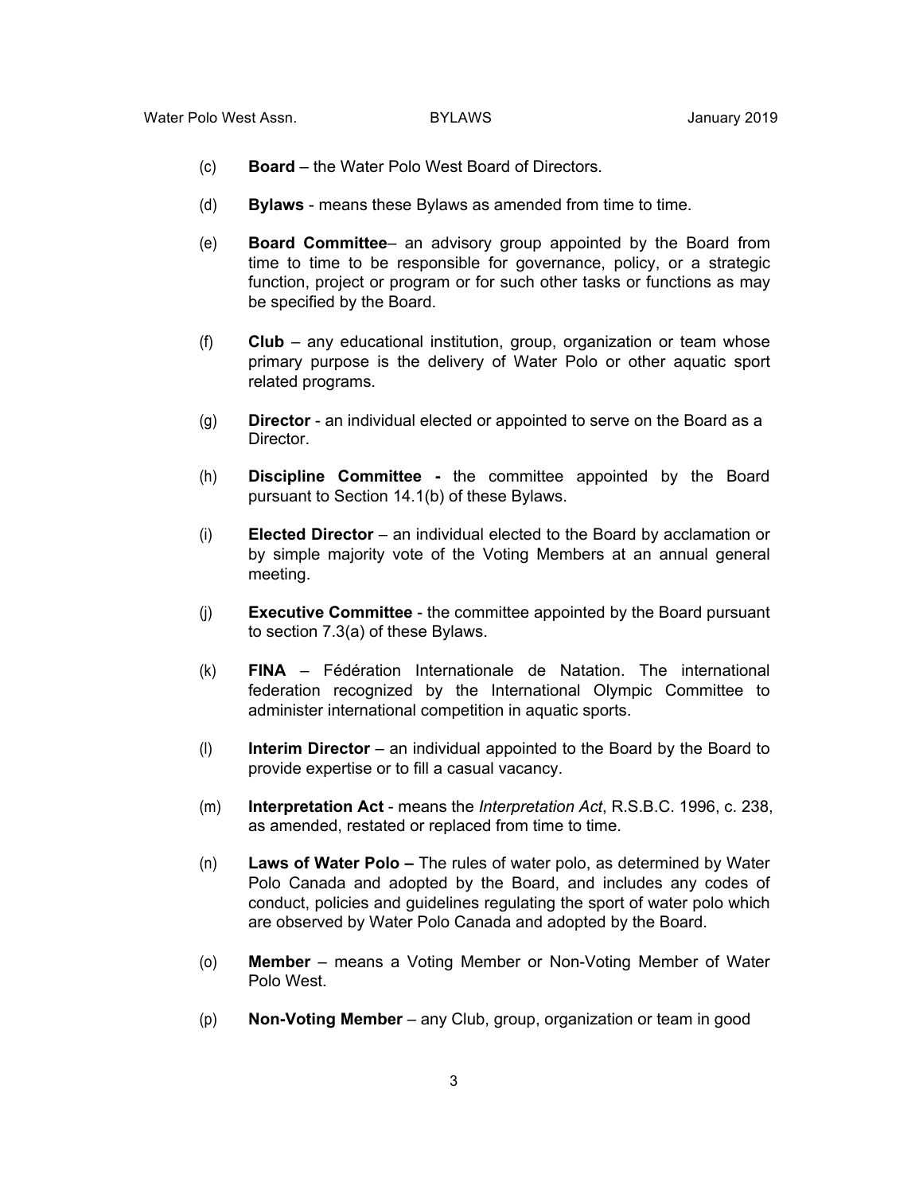(c) **Board** – the Water Polo West Board of Directors.

(d) **Bylaws** - means these Bylaws as amended from time to time.

(e) **Board Committee**– an advisory group appointed by the Board from time to time to be responsible for governance, policy, or a strategic function, project or program or for such other tasks or functions as may be specified by the Board.

(f) **Club** – any educational institution, group, organization or team whose primary purpose is the delivery of Water Polo or other aquatic sport related programs.

(g) **Director** - an individual elected or appointed to serve on the Board as a Director.

(h) **Discipline Committee -** the committee appointed by the Board pursuant to Section 14.1(b) of these Bylaws.

(i) **Elected Director** – an individual elected to the Board by acclamation or by simple majority vote of the Voting Members at an annual general meeting.

(j) **Executive Committee** - the committee appointed by the Board pursuant to section 7.3(a) of these Bylaws.

(k) **FINA** – Fédération Internationale de Natation. The international federation recognized by the International Olympic Committee to administer international competition in aquatic sports.

(l) **Interim Director** – an individual appointed to the Board by the Board to provide expertise or to fill a casual vacancy.

(m) **Interpretation Act** - means the *Interpretation Act*, R.S.B.C. 1996, c. 238, as amended, restated or replaced from time to time.

(n) **Laws of Water Polo –** The rules of water polo, as determined by Water Polo Canada and adopted by the Board, and includes any codes of conduct, policies and guidelines regulating the sport of water polo which are observed by Water Polo Canada and adopted by the Board.

(o) **Member** – means a Voting Member or Non-Voting Member of Water Polo West.

(p) **Non-Voting Member** – any Club, group, organization or team in good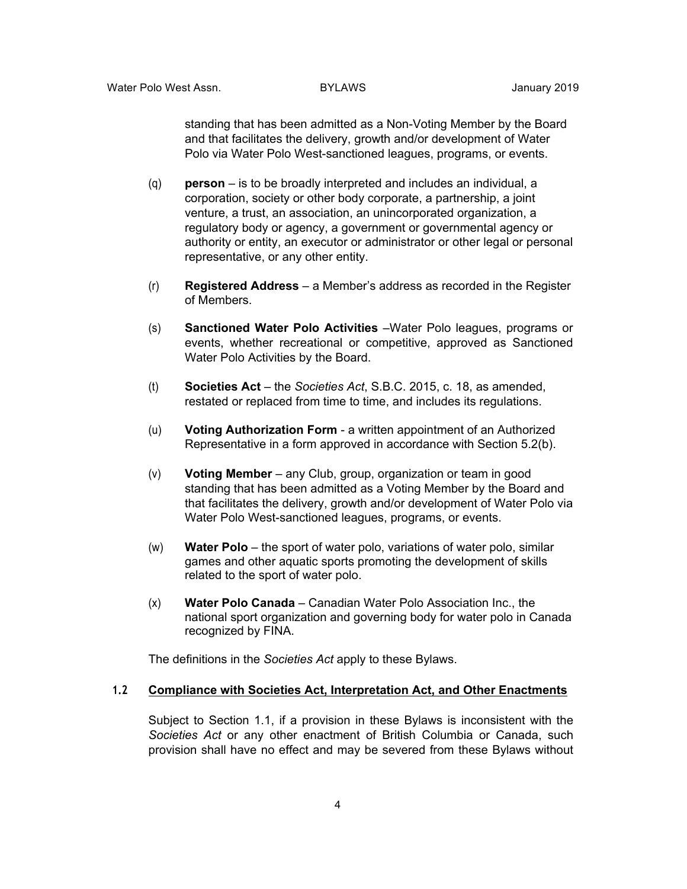standing that has been admitted as a Non-Voting Member by the Board and that facilitates the delivery, growth and/or development of Water Polo via Water Polo West-sanctioned leagues, programs, or events.

(q) **person** – is to be broadly interpreted and includes an individual, a corporation, society or other body corporate, a partnership, a joint venture, a trust, an association, an unincorporated organization, a regulatory body or agency, a government or governmental agency or authority or entity, an executor or administrator or other legal or personal representative, or any other entity.

(r) **Registered Address** – a Member's address as recorded in the Register of Members.

(s) **Sanctioned Water Polo Activities** –Water Polo leagues, programs or events, whether recreational or competitive, approved as Sanctioned Water Polo Activities by the Board.

(t) **Societies Act** – the *Societies Act*, S.B.C. 2015, c. 18, as amended, restated or replaced from time to time, and includes its regulations.

(u) **Voting Authorization Form** - a written appointment of an Authorized Representative in a form approved in accordance with Section 5.2(b).

(v) **Voting Member** – any Club, group, organization or team in good standing that has been admitted as a Voting Member by the Board and that facilitates the delivery, growth and/or development of Water Polo via Water Polo West-sanctioned leagues, programs, or events.

(w) **Water Polo** – the sport of water polo, variations of water polo, similar games and other aquatic sports promoting the development of skills related to the sport of water polo.

(x) **Water Polo Canada** – Canadian Water Polo Association Inc., the national sport organization and governing body for water polo in Canada recognized by FINA.

The definitions in the *Societies Act* apply to these Bylaws.

## 1.2 Compliance with Societies Act, Interpretation Act, and Other Enactments

Subject to Section 1.1, if a provision in these Bylaws is inconsistent with the *Societies Act* or any other enactment of British Columbia or Canada, such provision shall have no effect and may be severed from these Bylaws without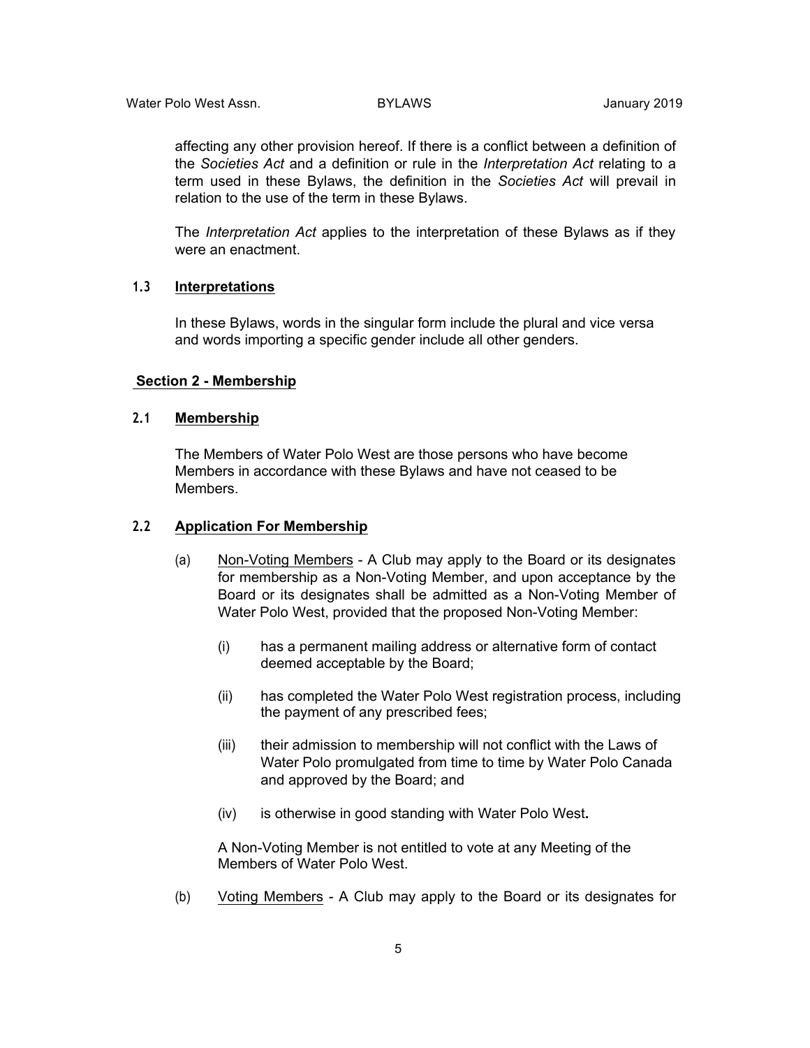affecting any other provision hereof. If there is a conflict between a definition of the *Societies Act* and a definition or rule in the *Interpretation Act* relating to a term used in these Bylaws, the definition in the *Societies Act* will prevail in relation to the use of the term in these Bylaws.

The *Interpretation Act* applies to the interpretation of these Bylaws as if they were an enactment.

### 1.3 Interpretations

In these Bylaws, words in the singular form include the plural and vice versa and words importing a specific gender include all other genders.

## Section 2 - Membership

### 2.1 Membership

The Members of Water Polo West are those persons who have become Members in accordance with these Bylaws and have not ceased to be Members.

### 2.2 Application For Membership

(a) Non-Voting Members - A Club may apply to the Board or its designates for membership as a Non-Voting Member, and upon acceptance by the Board or its designates shall be admitted as a Non-Voting Member of Water Polo West, provided that the proposed Non-Voting Member:

(i) has a permanent mailing address or alternative form of contact deemed acceptable by the Board;

(ii) has completed the Water Polo West registration process, including the payment of any prescribed fees;

(iii) their admission to membership will not conflict with the Laws of Water Polo promulgated from time to time by Water Polo Canada and approved by the Board; and

(iv) is otherwise in good standing with Water Polo West**.**

A Non-Voting Member is not entitled to vote at any Meeting of the Members of Water Polo West.

(b) Voting Members - A Club may apply to the Board or its designates for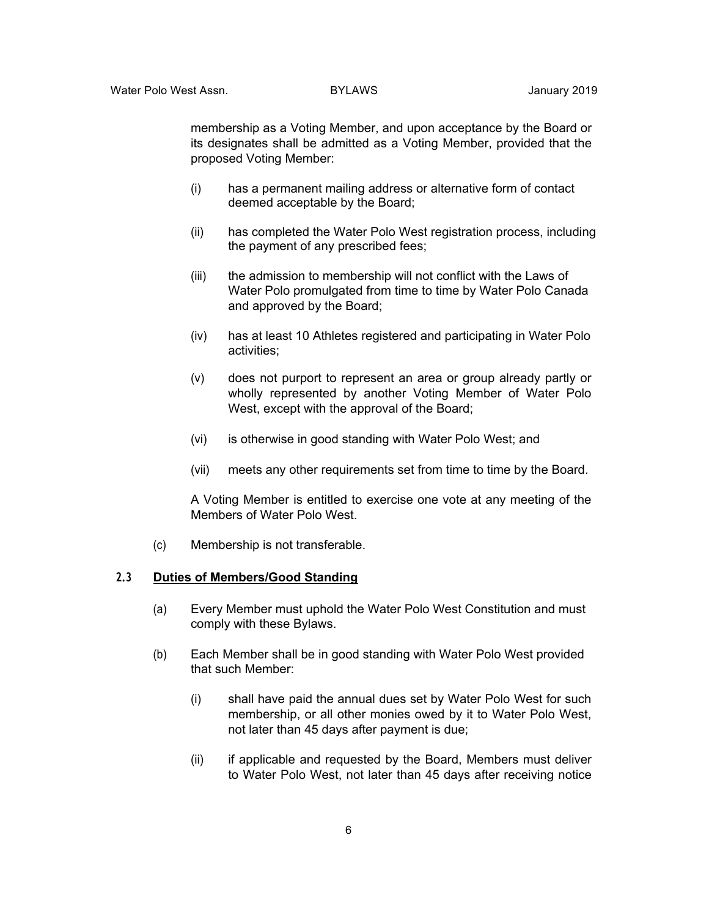membership as a Voting Member, and upon acceptance by the Board or its designates shall be admitted as a Voting Member, provided that the proposed Voting Member:

(i) has a permanent mailing address or alternative form of contact deemed acceptable by the Board;

(ii) has completed the Water Polo West registration process, including the payment of any prescribed fees;

(iii) the admission to membership will not conflict with the Laws of Water Polo promulgated from time to time by Water Polo Canada and approved by the Board;

(iv) has at least 10 Athletes registered and participating in Water Polo activities;

(v) does not purport to represent an area or group already partly or wholly represented by another Voting Member of Water Polo West, except with the approval of the Board;

(vi) is otherwise in good standing with Water Polo West; and

(vii) meets any other requirements set from time to time by the Board.

A Voting Member is entitled to exercise one vote at any meeting of the Members of Water Polo West.

(c) Membership is not transferable.

### 2.3 Duties of Members/Good Standing

(a) Every Member must uphold the Water Polo West Constitution and must comply with these Bylaws.

(b) Each Member shall be in good standing with Water Polo West provided that such Member:

(i) shall have paid the annual dues set by Water Polo West for such membership, or all other monies owed by it to Water Polo West, not later than 45 days after payment is due;

(ii) if applicable and requested by the Board, Members must deliver to Water Polo West, not later than 45 days after receiving notice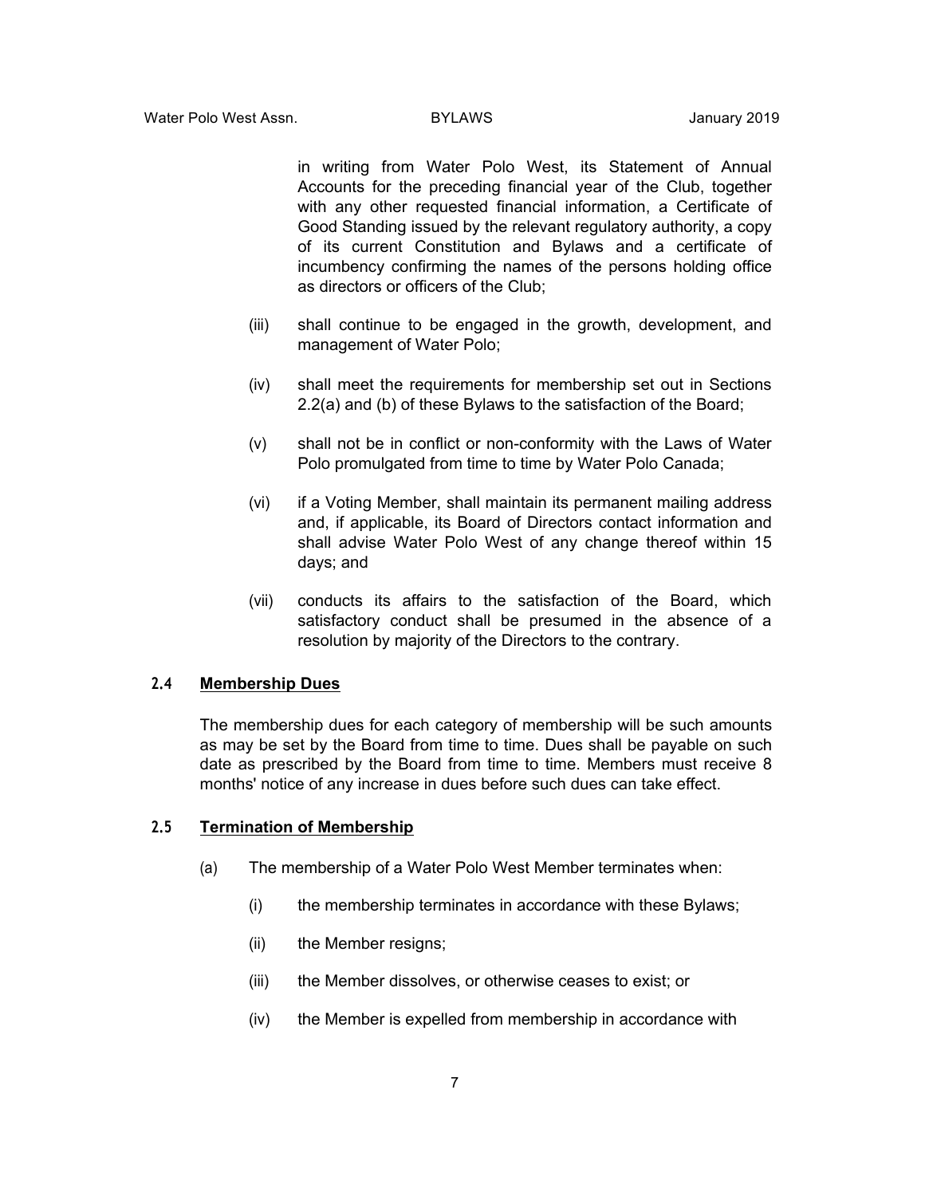in writing from Water Polo West, its Statement of Annual Accounts for the preceding financial year of the Club, together with any other requested financial information, a Certificate of Good Standing issued by the relevant regulatory authority, a copy of its current Constitution and Bylaws and a certificate of incumbency confirming the names of the persons holding office as directors or officers of the Club;

(iii) shall continue to be engaged in the growth, development, and management of Water Polo;

(iv) shall meet the requirements for membership set out in Sections 2.2(a) and (b) of these Bylaws to the satisfaction of the Board;

(v) shall not be in conflict or non-conformity with the Laws of Water Polo promulgated from time to time by Water Polo Canada;

(vi) if a Voting Member, shall maintain its permanent mailing address and, if applicable, its Board of Directors contact information and shall advise Water Polo West of any change thereof within 15 days; and

(vii) conducts its affairs to the satisfaction of the Board, which satisfactory conduct shall be presumed in the absence of a resolution by majority of the Directors to the contrary.

### 2.4 Membership Dues

The membership dues for each category of membership will be such amounts as may be set by the Board from time to time. Dues shall be payable on such date as prescribed by the Board from time to time. Members must receive 8 months' notice of any increase in dues before such dues can take effect.

### 2.5 Termination of Membership

(a) The membership of a Water Polo West Member terminates when:

(i) the membership terminates in accordance with these Bylaws;

(ii) the Member resigns;

(iii) the Member dissolves, or otherwise ceases to exist; or

(iv) the Member is expelled from membership in accordance with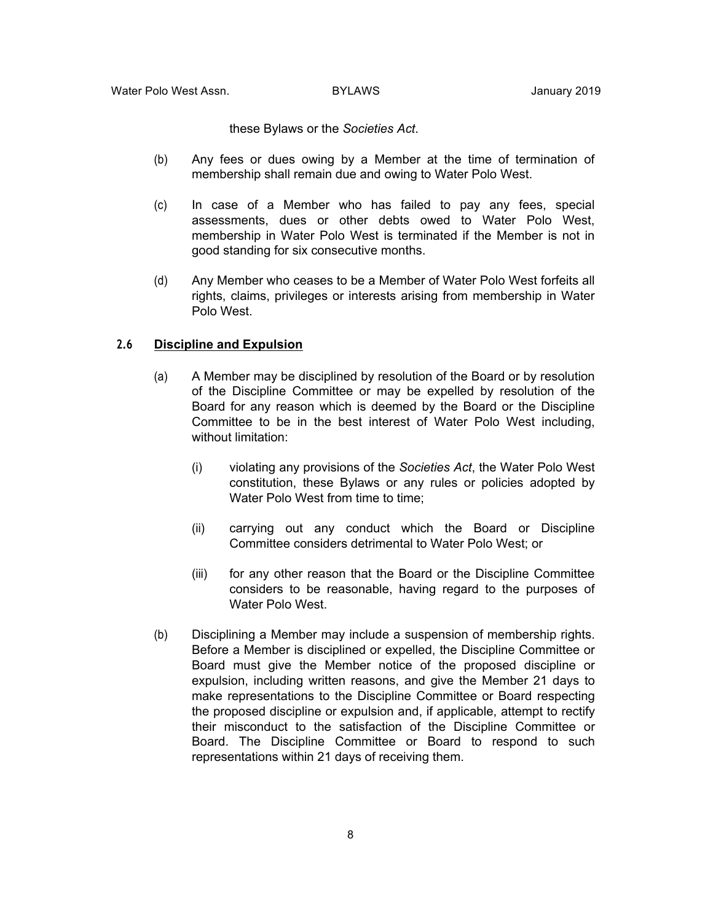these Bylaws or the *Societies Act*.

(b) Any fees or dues owing by a Member at the time of termination of membership shall remain due and owing to Water Polo West.

(c) In case of a Member who has failed to pay any fees, special assessments, dues or other debts owed to Water Polo West, membership in Water Polo West is terminated if the Member is not in good standing for six consecutive months.

(d) Any Member who ceases to be a Member of Water Polo West forfeits all rights, claims, privileges or interests arising from membership in Water Polo West.

### 2.6 Discipline and Expulsion

(a) A Member may be disciplined by resolution of the Board or by resolution of the Discipline Committee or may be expelled by resolution of the Board for any reason which is deemed by the Board or the Discipline Committee to be in the best interest of Water Polo West including, without limitation:

(i) violating any provisions of the *Societies Act*, the Water Polo West constitution, these Bylaws or any rules or policies adopted by Water Polo West from time to time;

(ii) carrying out any conduct which the Board or Discipline Committee considers detrimental to Water Polo West; or

(iii) for any other reason that the Board or the Discipline Committee considers to be reasonable, having regard to the purposes of Water Polo West.

(b) Disciplining a Member may include a suspension of membership rights. Before a Member is disciplined or expelled, the Discipline Committee or Board must give the Member notice of the proposed discipline or expulsion, including written reasons, and give the Member 21 days to make representations to the Discipline Committee or Board respecting the proposed discipline or expulsion and, if applicable, attempt to rectify their misconduct to the satisfaction of the Discipline Committee or Board. The Discipline Committee or Board to respond to such representations within 21 days of receiving them.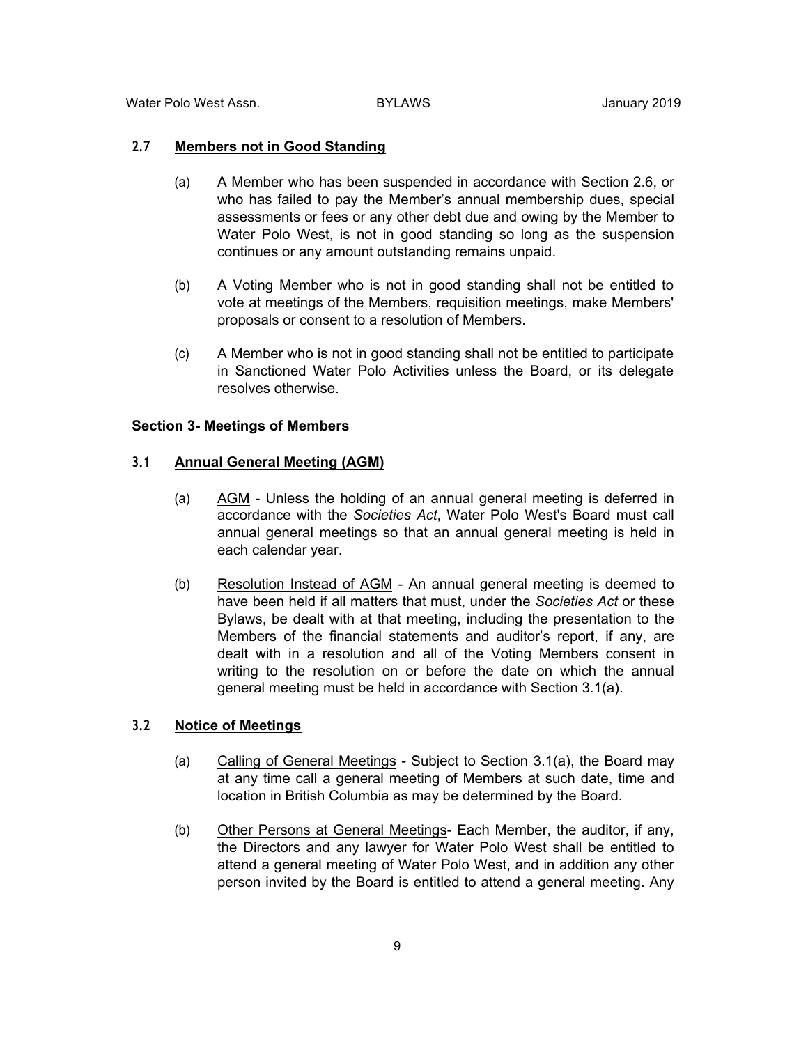### 2.7 Members not in Good Standing

(a) A Member who has been suspended in accordance with Section 2.6, or who has failed to pay the Member's annual membership dues, special assessments or fees or any other debt due and owing by the Member to Water Polo West, is not in good standing so long as the suspension continues or any amount outstanding remains unpaid.

(b) A Voting Member who is not in good standing shall not be entitled to vote at meetings of the Members, requisition meetings, make Members' proposals or consent to a resolution of Members.

(c) A Member who is not in good standing shall not be entitled to participate in Sanctioned Water Polo Activities unless the Board, or its delegate resolves otherwise.

## Section 3- Meetings of Members

### 3.1 Annual General Meeting (AGM)

(a) AGM - Unless the holding of an annual general meeting is deferred in accordance with the *Societies Act*, Water Polo West's Board must call annual general meetings so that an annual general meeting is held in each calendar year.

(b) Resolution Instead of AGM - An annual general meeting is deemed to have been held if all matters that must, under the *Societies Act* or these Bylaws, be dealt with at that meeting, including the presentation to the Members of the financial statements and auditor's report, if any, are dealt with in a resolution and all of the Voting Members consent in writing to the resolution on or before the date on which the annual general meeting must be held in accordance with Section 3.1(a).

### 3.2 Notice of Meetings

(a) Calling of General Meetings - Subject to Section 3.1(a), the Board may at any time call a general meeting of Members at such date, time and location in British Columbia as may be determined by the Board.

(b) Other Persons at General Meetings- Each Member, the auditor, if any, the Directors and any lawyer for Water Polo West shall be entitled to attend a general meeting of Water Polo West, and in addition any other person invited by the Board is entitled to attend a general meeting. Any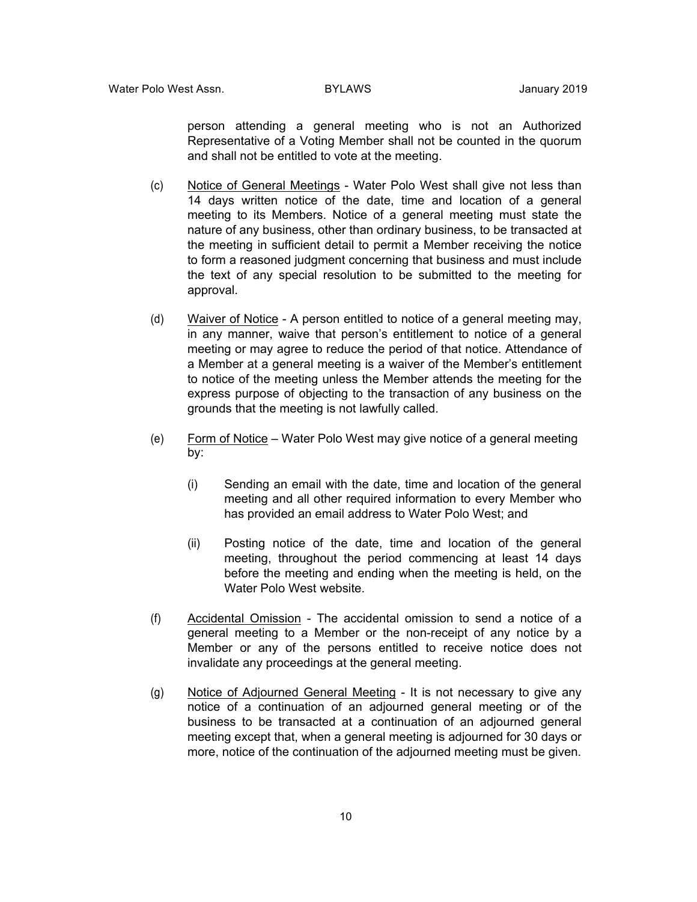person attending a general meeting who is not an Authorized Representative of a Voting Member shall not be counted in the quorum and shall not be entitled to vote at the meeting.

(c) Notice of General Meetings - Water Polo West shall give not less than 14 days written notice of the date, time and location of a general meeting to its Members. Notice of a general meeting must state the nature of any business, other than ordinary business, to be transacted at the meeting in sufficient detail to permit a Member receiving the notice to form a reasoned judgment concerning that business and must include the text of any special resolution to be submitted to the meeting for approval.

(d) Waiver of Notice - A person entitled to notice of a general meeting may, in any manner, waive that person's entitlement to notice of a general meeting or may agree to reduce the period of that notice. Attendance of a Member at a general meeting is a waiver of the Member's entitlement to notice of the meeting unless the Member attends the meeting for the express purpose of objecting to the transaction of any business on the grounds that the meeting is not lawfully called.

(e) Form of Notice – Water Polo West may give notice of a general meeting by:

(i) Sending an email with the date, time and location of the general meeting and all other required information to every Member who has provided an email address to Water Polo West; and

(ii) Posting notice of the date, time and location of the general meeting, throughout the period commencing at least 14 days before the meeting and ending when the meeting is held, on the Water Polo West website.

(f) Accidental Omission - The accidental omission to send a notice of a general meeting to a Member or the non-receipt of any notice by a Member or any of the persons entitled to receive notice does not invalidate any proceedings at the general meeting.

(g) Notice of Adjourned General Meeting - It is not necessary to give any notice of a continuation of an adjourned general meeting or of the business to be transacted at a continuation of an adjourned general meeting except that, when a general meeting is adjourned for 30 days or more, notice of the continuation of the adjourned meeting must be given.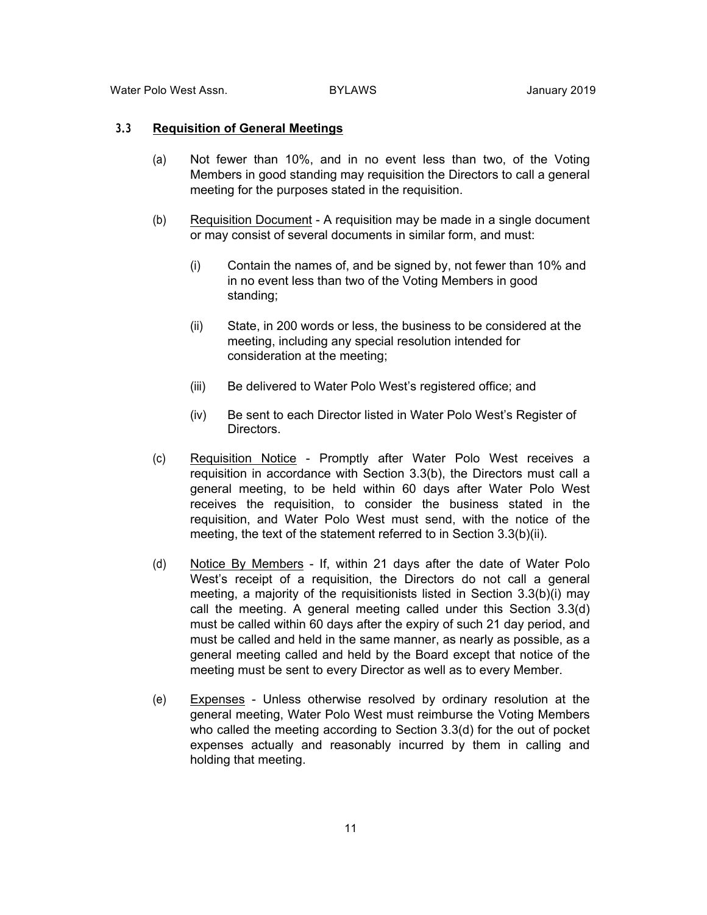### 3.3 **Requisition of General Meetings**

(a) Not fewer than 10%, and in no event less than two, of the Voting Members in good standing may requisition the Directors to call a general meeting for the purposes stated in the requisition.

(b) Requisition Document - A requisition may be made in a single document or may consist of several documents in similar form, and must:

(i) Contain the names of, and be signed by, not fewer than 10% and in no event less than two of the Voting Members in good standing;

(ii) State, in 200 words or less, the business to be considered at the meeting, including any special resolution intended for consideration at the meeting;

(iii) Be delivered to Water Polo West's registered office; and

(iv) Be sent to each Director listed in Water Polo West's Register of Directors.

(c) Requisition Notice - Promptly after Water Polo West receives a requisition in accordance with Section 3.3(b), the Directors must call a general meeting, to be held within 60 days after Water Polo West receives the requisition, to consider the business stated in the requisition, and Water Polo West must send, with the notice of the meeting, the text of the statement referred to in Section 3.3(b)(ii).

(d) Notice By Members - If, within 21 days after the date of Water Polo West's receipt of a requisition, the Directors do not call a general meeting, a majority of the requisitionists listed in Section 3.3(b)(i) may call the meeting. A general meeting called under this Section 3.3(d) must be called within 60 days after the expiry of such 21 day period, and must be called and held in the same manner, as nearly as possible, as a general meeting called and held by the Board except that notice of the meeting must be sent to every Director as well as to every Member.

(e) Expenses - Unless otherwise resolved by ordinary resolution at the general meeting, Water Polo West must reimburse the Voting Members who called the meeting according to Section 3.3(d) for the out of pocket expenses actually and reasonably incurred by them in calling and holding that meeting.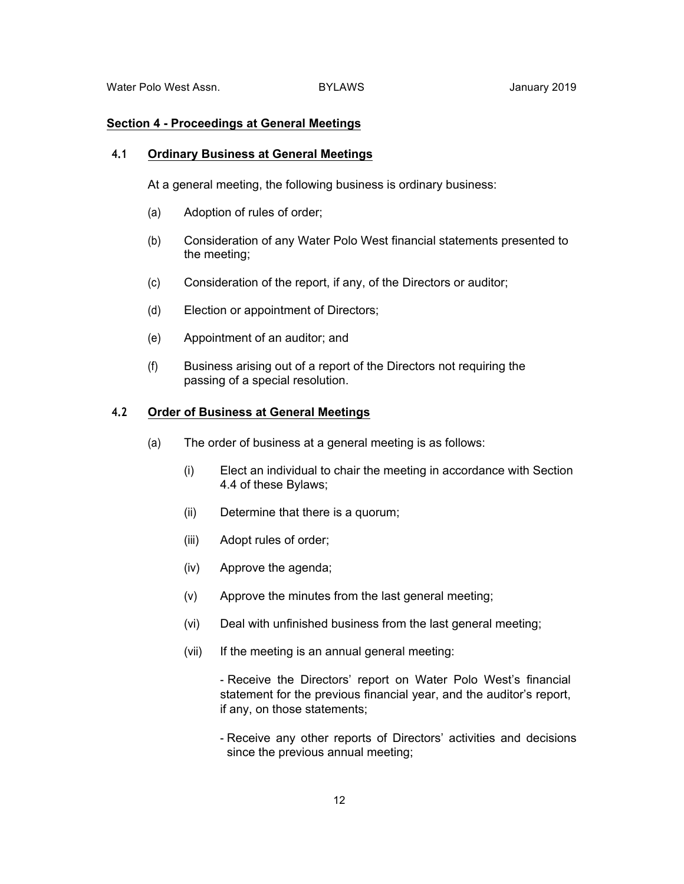## Section 4 - Proceedings at General Meetings

### 4.1 Ordinary Business at General Meetings

At a general meeting, the following business is ordinary business:

(a) Adoption of rules of order;

(b) Consideration of any Water Polo West financial statements presented to the meeting;

(c) Consideration of the report, if any, of the Directors or auditor;

(d) Election or appointment of Directors;

(e) Appointment of an auditor; and

(f) Business arising out of a report of the Directors not requiring the passing of a special resolution.

### 4.2 Order of Business at General Meetings

(a) The order of business at a general meeting is as follows:

(i) Elect an individual to chair the meeting in accordance with Section 4.4 of these Bylaws;

(ii) Determine that there is a quorum;

(iii) Adopt rules of order;

(iv) Approve the agenda;

(v) Approve the minutes from the last general meeting;

(vi) Deal with unfinished business from the last general meeting;

(vii) If the meeting is an annual general meeting:

- Receive the Directors' report on Water Polo West's financial statement for the previous financial year, and the auditor's report, if any, on those statements;

- Receive any other reports of Directors' activities and decisions since the previous annual meeting;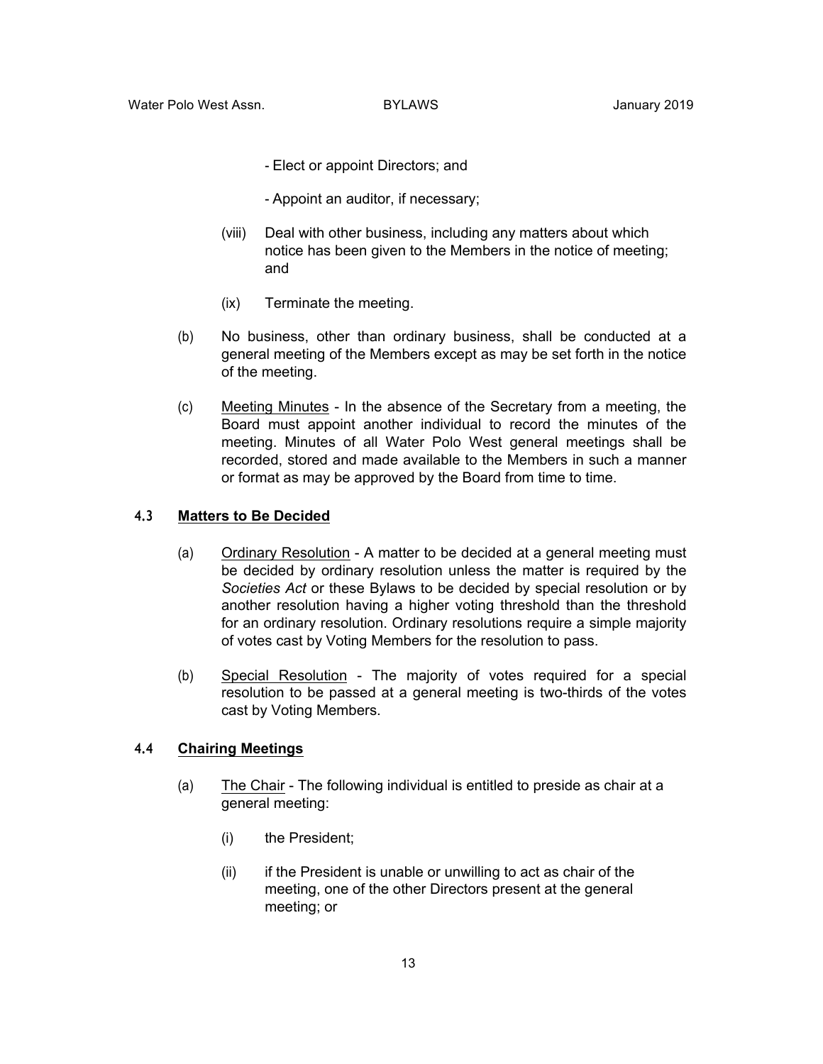- Elect or appoint Directors; and

- Appoint an auditor, if necessary;

(viii) Deal with other business, including any matters about which notice has been given to the Members in the notice of meeting; and

(ix) Terminate the meeting.

(b) No business, other than ordinary business, shall be conducted at a general meeting of the Members except as may be set forth in the notice of the meeting.

(c) Meeting Minutes - In the absence of the Secretary from a meeting, the Board must appoint another individual to record the minutes of the meeting. Minutes of all Water Polo West general meetings shall be recorded, stored and made available to the Members in such a manner or format as may be approved by the Board from time to time.

### 4.3 Matters to Be Decided

(a) Ordinary Resolution - A matter to be decided at a general meeting must be decided by ordinary resolution unless the matter is required by the *Societies Act* or these Bylaws to be decided by special resolution or by another resolution having a higher voting threshold than the threshold for an ordinary resolution. Ordinary resolutions require a simple majority of votes cast by Voting Members for the resolution to pass.

(b) Special Resolution - The majority of votes required for a special resolution to be passed at a general meeting is two-thirds of the votes cast by Voting Members.

### 4.4 Chairing Meetings

(a) The Chair - The following individual is entitled to preside as chair at a general meeting:

(i) the President;

(ii) if the President is unable or unwilling to act as chair of the meeting, one of the other Directors present at the general meeting; or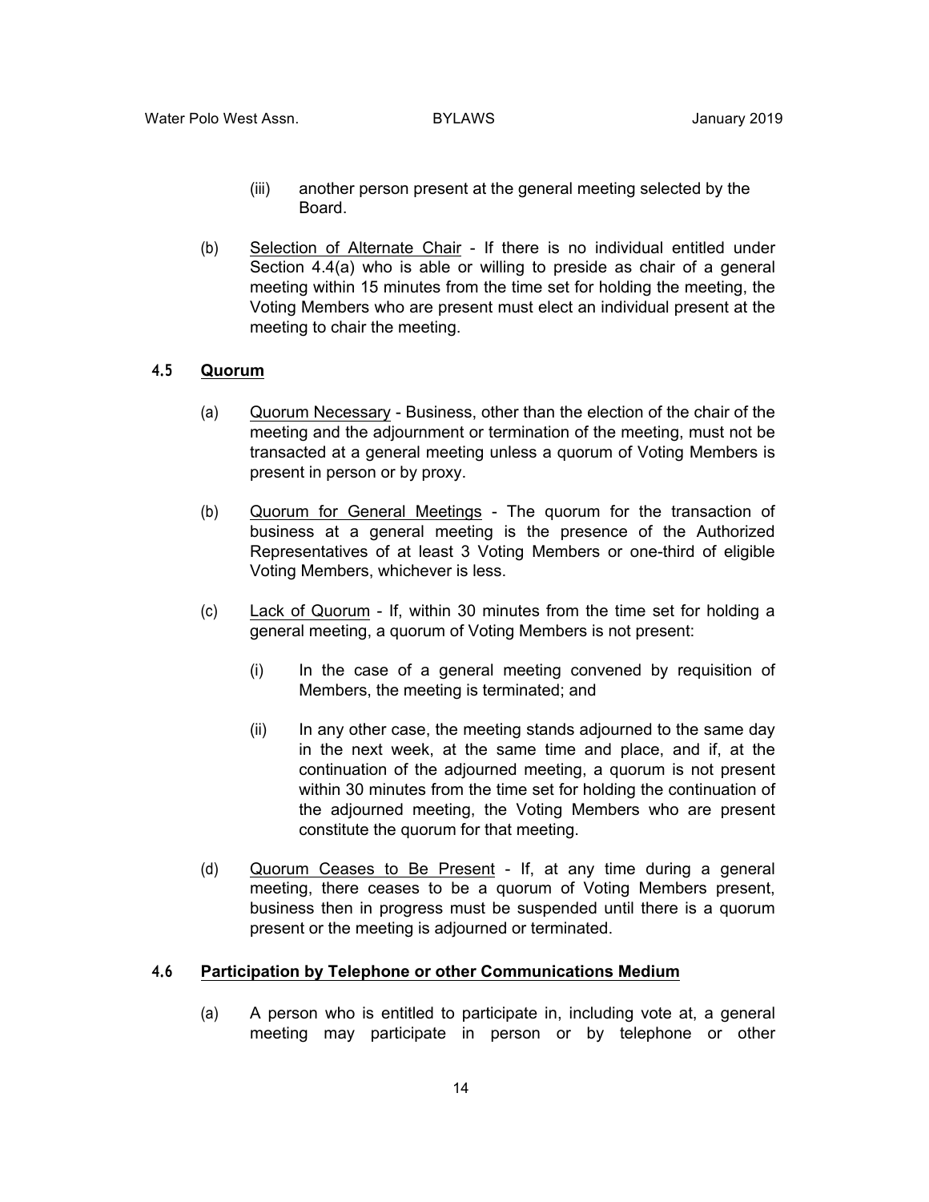(iii) another person present at the general meeting selected by the Board.

(b) Selection of Alternate Chair - If there is no individual entitled under Section 4.4(a) who is able or willing to preside as chair of a general meeting within 15 minutes from the time set for holding the meeting, the Voting Members who are present must elect an individual present at the meeting to chair the meeting.

### 4.5 Quorum

(a) Quorum Necessary - Business, other than the election of the chair of the meeting and the adjournment or termination of the meeting, must not be transacted at a general meeting unless a quorum of Voting Members is present in person or by proxy.

(b) Quorum for General Meetings - The quorum for the transaction of business at a general meeting is the presence of the Authorized Representatives of at least 3 Voting Members or one-third of eligible Voting Members, whichever is less.

(c) Lack of Quorum - If, within 30 minutes from the time set for holding a general meeting, a quorum of Voting Members is not present:

(i) In the case of a general meeting convened by requisition of Members, the meeting is terminated; and

(ii) In any other case, the meeting stands adjourned to the same day in the next week, at the same time and place, and if, at the continuation of the adjourned meeting, a quorum is not present within 30 minutes from the time set for holding the continuation of the adjourned meeting, the Voting Members who are present constitute the quorum for that meeting.

(d) Quorum Ceases to Be Present - If, at any time during a general meeting, there ceases to be a quorum of Voting Members present, business then in progress must be suspended until there is a quorum present or the meeting is adjourned or terminated.

### 4.6 Participation by Telephone or other Communications Medium

(a) A person who is entitled to participate in, including vote at, a general meeting may participate in person or by telephone or other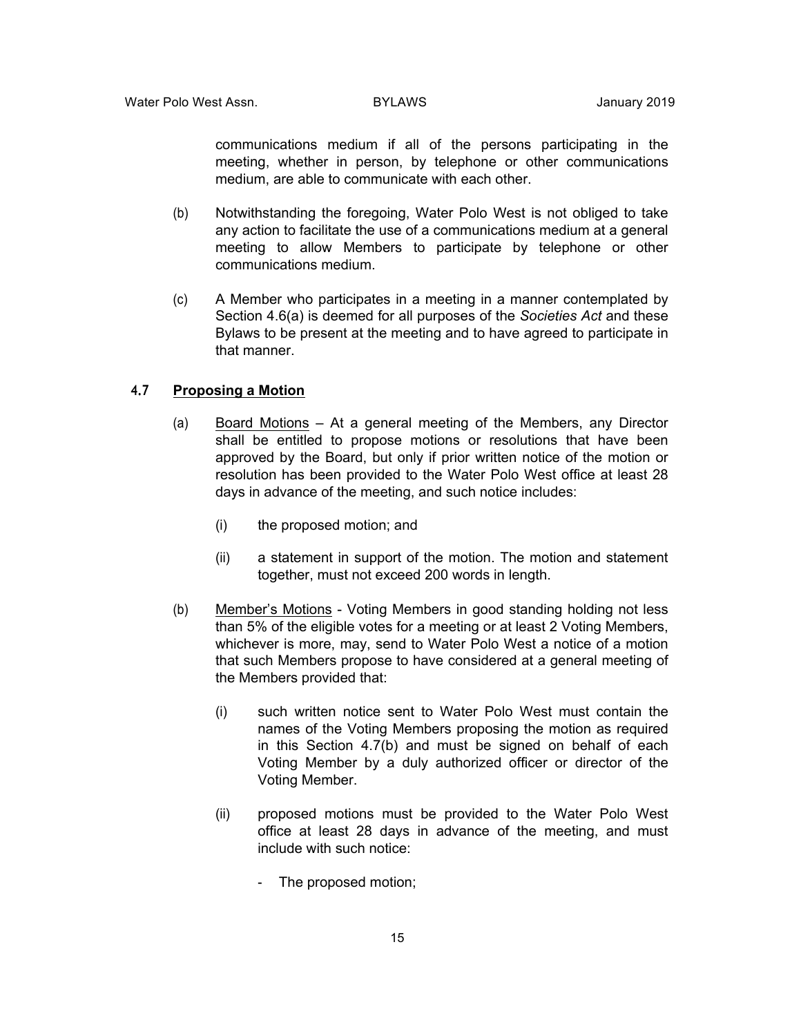communications medium if all of the persons participating in the meeting, whether in person, by telephone or other communications medium, are able to communicate with each other.

(b) Notwithstanding the foregoing, Water Polo West is not obliged to take any action to facilitate the use of a communications medium at a general meeting to allow Members to participate by telephone or other communications medium.

(c) A Member who participates in a meeting in a manner contemplated by Section 4.6(a) is deemed for all purposes of the *Societies Act* and these Bylaws to be present at the meeting and to have agreed to participate in that manner.

### 4.7 <u>Proposing a Motion</u>

(a) <u>Board Motions</u> – At a general meeting of the Members, any Director shall be entitled to propose motions or resolutions that have been approved by the Board, but only if prior written notice of the motion or resolution has been provided to the Water Polo West office at least 28 days in advance of the meeting, and such notice includes:

  (i) the proposed motion; and

  (ii) a statement in support of the motion. The motion and statement together, must not exceed 200 words in length.

(b) <u>Member's Motions</u> - Voting Members in good standing holding not less than 5% of the eligible votes for a meeting or at least 2 Voting Members, whichever is more, may, send to Water Polo West a notice of a motion that such Members propose to have considered at a general meeting of the Members provided that:

  (i) such written notice sent to Water Polo West must contain the names of the Voting Members proposing the motion as required in this Section 4.7(b) and must be signed on behalf of each Voting Member by a duly authorized officer or director of the Voting Member.

  (ii) proposed motions must be provided to the Water Polo West office at least 28 days in advance of the meeting, and must include with such notice:

    - The proposed motion;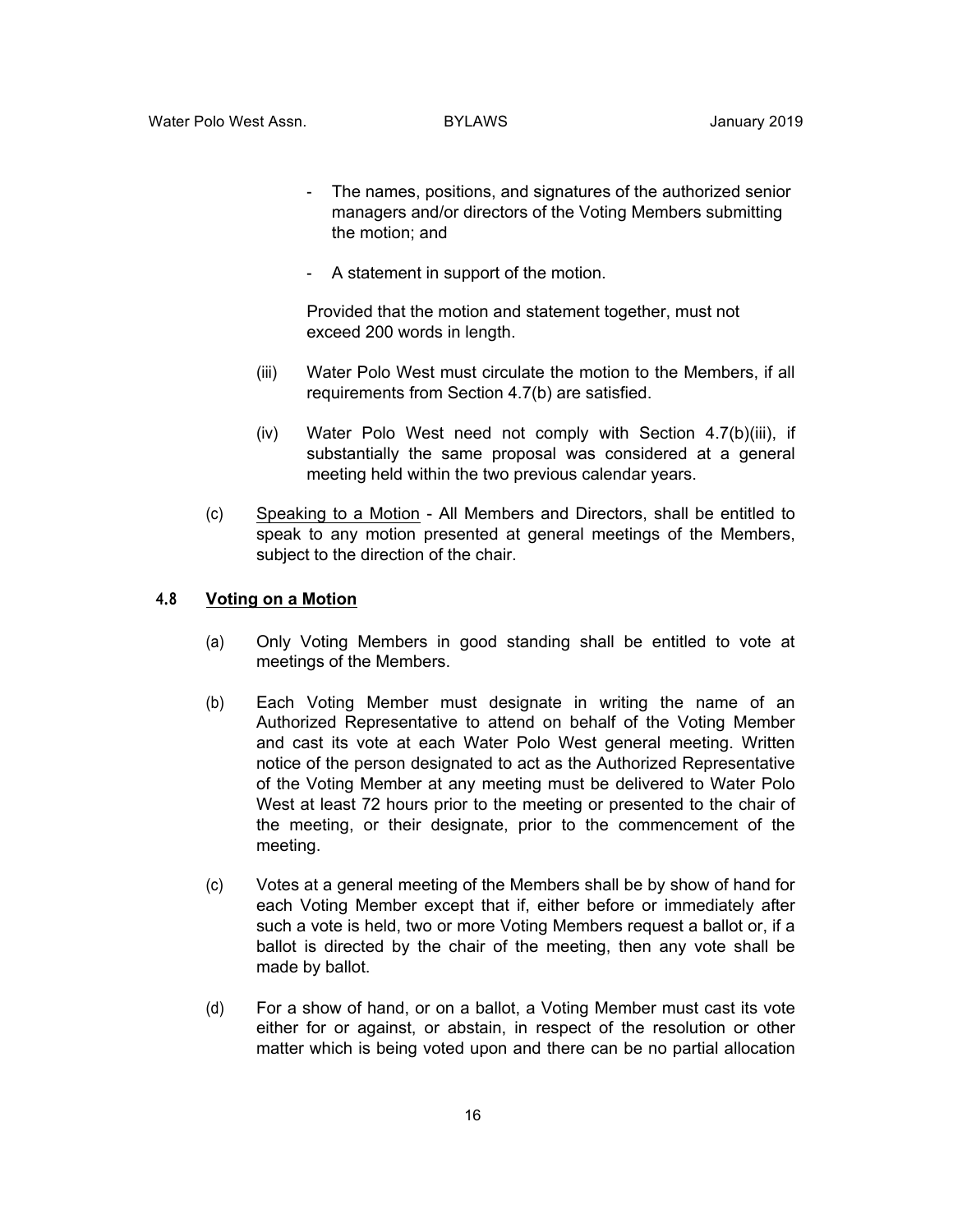- The names, positions, and signatures of the authorized senior managers and/or directors of the Voting Members submitting the motion; and

- A statement in support of the motion.

Provided that the motion and statement together, must not exceed 200 words in length.

(iii) Water Polo West must circulate the motion to the Members, if all requirements from Section 4.7(b) are satisfied.

(iv) Water Polo West need not comply with Section 4.7(b)(iii), if substantially the same proposal was considered at a general meeting held within the two previous calendar years.

(c) Speaking to a Motion - All Members and Directors, shall be entitled to speak to any motion presented at general meetings of the Members, subject to the direction of the chair.

### 4.8 Voting on a Motion

(a) Only Voting Members in good standing shall be entitled to vote at meetings of the Members.

(b) Each Voting Member must designate in writing the name of an Authorized Representative to attend on behalf of the Voting Member and cast its vote at each Water Polo West general meeting. Written notice of the person designated to act as the Authorized Representative of the Voting Member at any meeting must be delivered to Water Polo West at least 72 hours prior to the meeting or presented to the chair of the meeting, or their designate, prior to the commencement of the meeting.

(c) Votes at a general meeting of the Members shall be by show of hand for each Voting Member except that if, either before or immediately after such a vote is held, two or more Voting Members request a ballot or, if a ballot is directed by the chair of the meeting, then any vote shall be made by ballot.

(d) For a show of hand, or on a ballot, a Voting Member must cast its vote either for or against, or abstain, in respect of the resolution or other matter which is being voted upon and there can be no partial allocation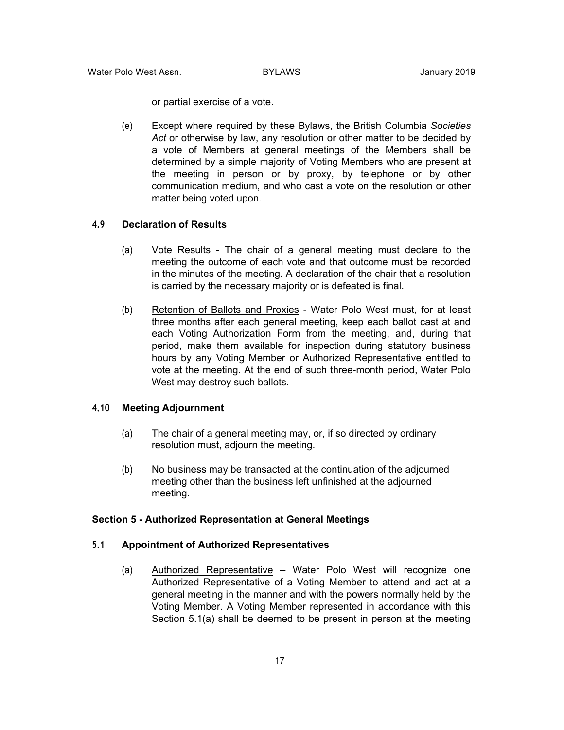or partial exercise of a vote.

(e) Except where required by these Bylaws, the British Columbia *Societies Act* or otherwise by law, any resolution or other matter to be decided by a vote of Members at general meetings of the Members shall be determined by a simple majority of Voting Members who are present at the meeting in person or by proxy, by telephone or by other communication medium, and who cast a vote on the resolution or other matter being voted upon.

### 4.9 **Declaration of Results**

(a) Vote Results - The chair of a general meeting must declare to the meeting the outcome of each vote and that outcome must be recorded in the minutes of the meeting. A declaration of the chair that a resolution is carried by the necessary majority or is defeated is final.

(b) Retention of Ballots and Proxies - Water Polo West must, for at least three months after each general meeting, keep each ballot cast at and each Voting Authorization Form from the meeting, and, during that period, make them available for inspection during statutory business hours by any Voting Member or Authorized Representative entitled to vote at the meeting. At the end of such three-month period, Water Polo West may destroy such ballots.

### 4.10 **Meeting Adjournment**

(a) The chair of a general meeting may, or, if so directed by ordinary resolution must, adjourn the meeting.

(b) No business may be transacted at the continuation of the adjourned meeting other than the business left unfinished at the adjourned meeting.

## **Section 5 - Authorized Representation at General Meetings**

### 5.1 **Appointment of Authorized Representatives**

(a) Authorized Representative – Water Polo West will recognize one Authorized Representative of a Voting Member to attend and act at a general meeting in the manner and with the powers normally held by the Voting Member. A Voting Member represented in accordance with this Section 5.1(a) shall be deemed to be present in person at the meeting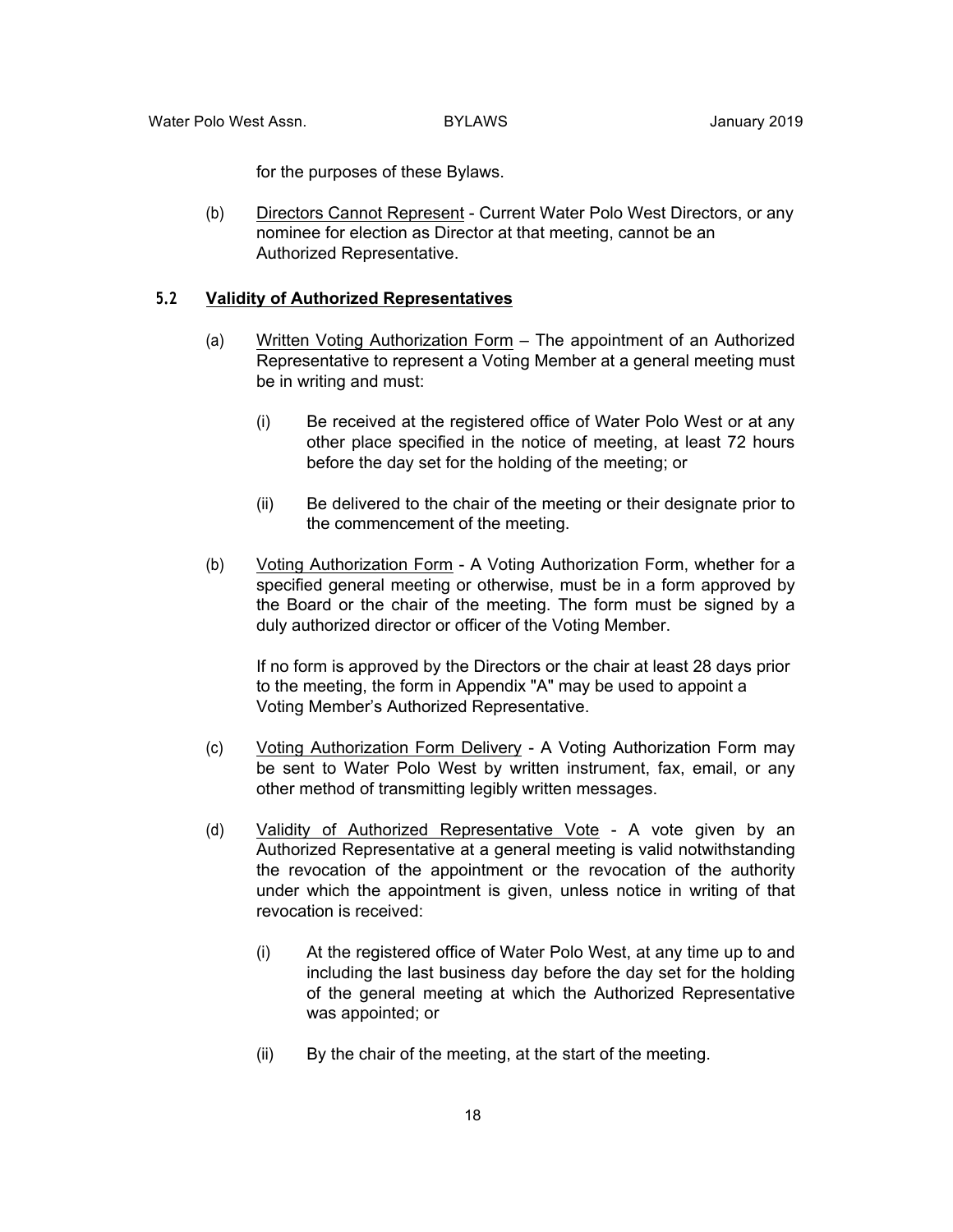for the purposes of these Bylaws.

(b) <u>Directors Cannot Represent</u> - Current Water Polo West Directors, or any nominee for election as Director at that meeting, cannot be an Authorized Representative.

### 5.2 <u>Validity of Authorized Representatives</u>

(a) <u>Written Voting Authorization Form</u> – The appointment of an Authorized Representative to represent a Voting Member at a general meeting must be in writing and must:

(i) Be received at the registered office of Water Polo West or at any other place specified in the notice of meeting, at least 72 hours before the day set for the holding of the meeting; or

(ii) Be delivered to the chair of the meeting or their designate prior to the commencement of the meeting.

(b) <u>Voting Authorization Form</u> - A Voting Authorization Form, whether for a specified general meeting or otherwise, must be in a form approved by the Board or the chair of the meeting. The form must be signed by a duly authorized director or officer of the Voting Member.

If no form is approved by the Directors or the chair at least 28 days prior to the meeting, the form in Appendix "A" may be used to appoint a Voting Member's Authorized Representative.

(c) <u>Voting Authorization Form Delivery</u> - A Voting Authorization Form may be sent to Water Polo West by written instrument, fax, email, or any other method of transmitting legibly written messages.

(d) <u>Validity of Authorized Representative Vote</u> - A vote given by an Authorized Representative at a general meeting is valid notwithstanding the revocation of the appointment or the revocation of the authority under which the appointment is given, unless notice in writing of that revocation is received:

(i) At the registered office of Water Polo West, at any time up to and including the last business day before the day set for the holding of the general meeting at which the Authorized Representative was appointed; or

(ii) By the chair of the meeting, at the start of the meeting.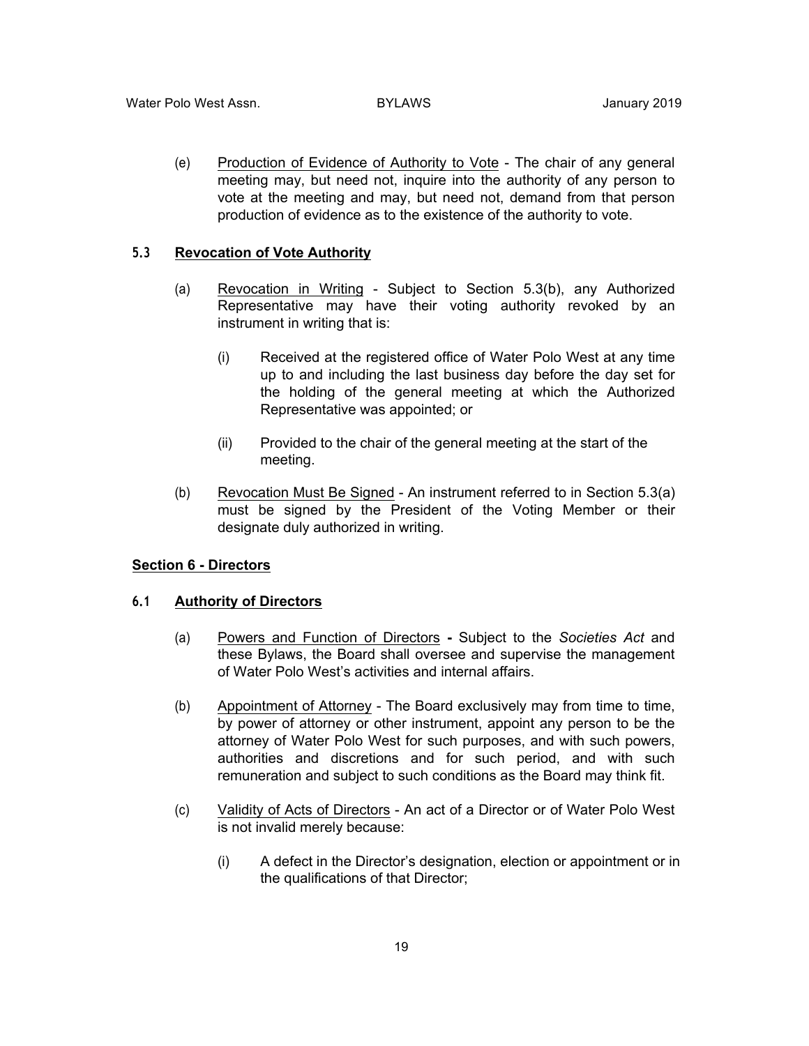(e) Production of Evidence of Authority to Vote - The chair of any general meeting may, but need not, inquire into the authority of any person to vote at the meeting and may, but need not, demand from that person production of evidence as to the existence of the authority to vote.

### 5.3 Revocation of Vote Authority

(a) Revocation in Writing - Subject to Section 5.3(b), any Authorized Representative may have their voting authority revoked by an instrument in writing that is:

(i) Received at the registered office of Water Polo West at any time up to and including the last business day before the day set for the holding of the general meeting at which the Authorized Representative was appointed; or

(ii) Provided to the chair of the general meeting at the start of the meeting.

(b) Revocation Must Be Signed - An instrument referred to in Section 5.3(a) must be signed by the President of the Voting Member or their designate duly authorized in writing.

## Section 6 - Directors

### 6.1 Authority of Directors

(a) Powers and Function of Directors **-** Subject to the *Societies Act* and these Bylaws, the Board shall oversee and supervise the management of Water Polo West's activities and internal affairs.

(b) Appointment of Attorney - The Board exclusively may from time to time, by power of attorney or other instrument, appoint any person to be the attorney of Water Polo West for such purposes, and with such powers, authorities and discretions and for such period, and with such remuneration and subject to such conditions as the Board may think fit.

(c) Validity of Acts of Directors - An act of a Director or of Water Polo West is not invalid merely because:

(i) A defect in the Director's designation, election or appointment or in the qualifications of that Director;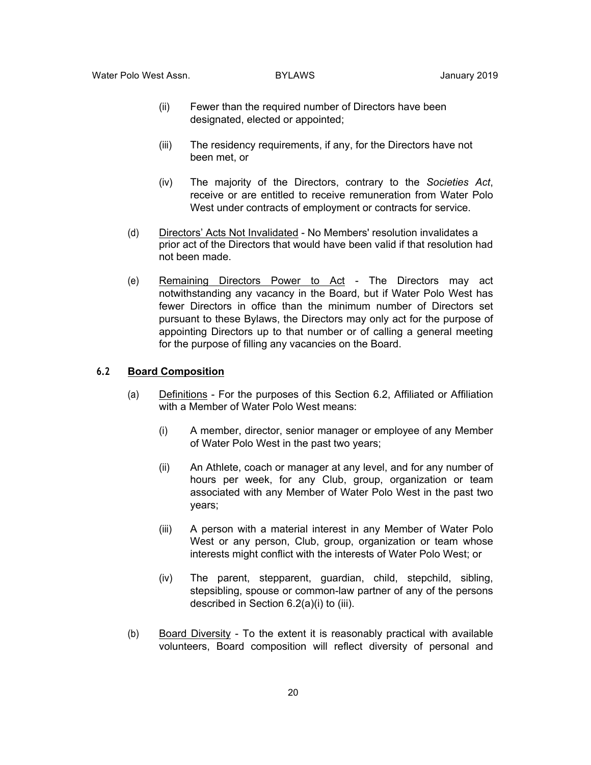(ii) Fewer than the required number of Directors have been designated, elected or appointed;

(iii) The residency requirements, if any, for the Directors have not been met, or

(iv) The majority of the Directors, contrary to the *Societies Act*, receive or are entitled to receive remuneration from Water Polo West under contracts of employment or contracts for service.

(d) Directors' Acts Not Invalidated - No Members' resolution invalidates a prior act of the Directors that would have been valid if that resolution had not been made.

(e) Remaining Directors Power to Act - The Directors may act notwithstanding any vacancy in the Board, but if Water Polo West has fewer Directors in office than the minimum number of Directors set pursuant to these Bylaws, the Directors may only act for the purpose of appointing Directors up to that number or of calling a general meeting for the purpose of filling any vacancies on the Board.

### 6.2 Board Composition

(a) Definitions - For the purposes of this Section 6.2, Affiliated or Affiliation with a Member of Water Polo West means:

(i) A member, director, senior manager or employee of any Member of Water Polo West in the past two years;

(ii) An Athlete, coach or manager at any level, and for any number of hours per week, for any Club, group, organization or team associated with any Member of Water Polo West in the past two years;

(iii) A person with a material interest in any Member of Water Polo West or any person, Club, group, organization or team whose interests might conflict with the interests of Water Polo West; or

(iv) The parent, stepparent, guardian, child, stepchild, sibling, stepsibling, spouse or common-law partner of any of the persons described in Section 6.2(a)(i) to (iii).

(b) Board Diversity - To the extent it is reasonably practical with available volunteers, Board composition will reflect diversity of personal and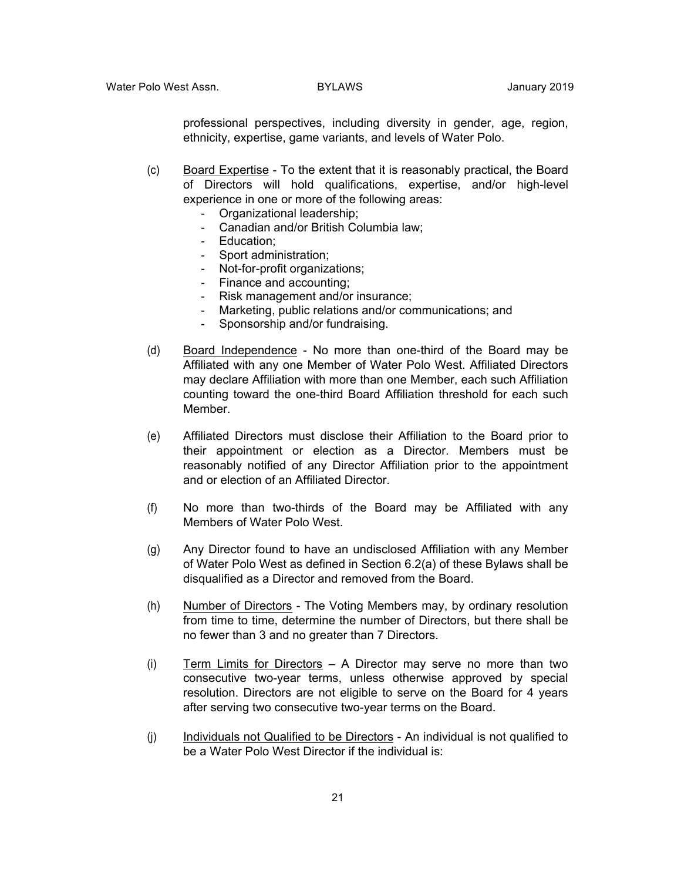professional perspectives, including diversity in gender, age, region, ethnicity, expertise, game variants, and levels of Water Polo.

(c) Board Expertise - To the extent that it is reasonably practical, the Board of Directors will hold qualifications, expertise, and/or high-level experience in one or more of the following areas:

- Organizational leadership;
- Canadian and/or British Columbia law;
- Education;
- Sport administration;
- Not-for-profit organizations;
- Finance and accounting;
- Risk management and/or insurance;
- Marketing, public relations and/or communications; and
- Sponsorship and/or fundraising.

(d) Board Independence - No more than one-third of the Board may be Affiliated with any one Member of Water Polo West. Affiliated Directors may declare Affiliation with more than one Member, each such Affiliation counting toward the one-third Board Affiliation threshold for each such Member.

(e) Affiliated Directors must disclose their Affiliation to the Board prior to their appointment or election as a Director. Members must be reasonably notified of any Director Affiliation prior to the appointment and or election of an Affiliated Director.

(f) No more than two-thirds of the Board may be Affiliated with any Members of Water Polo West.

(g) Any Director found to have an undisclosed Affiliation with any Member of Water Polo West as defined in Section 6.2(a) of these Bylaws shall be disqualified as a Director and removed from the Board.

(h) Number of Directors - The Voting Members may, by ordinary resolution from time to time, determine the number of Directors, but there shall be no fewer than 3 and no greater than 7 Directors.

(i) Term Limits for Directors – A Director may serve no more than two consecutive two-year terms, unless otherwise approved by special resolution. Directors are not eligible to serve on the Board for 4 years after serving two consecutive two-year terms on the Board.

(j) Individuals not Qualified to be Directors - An individual is not qualified to be a Water Polo West Director if the individual is: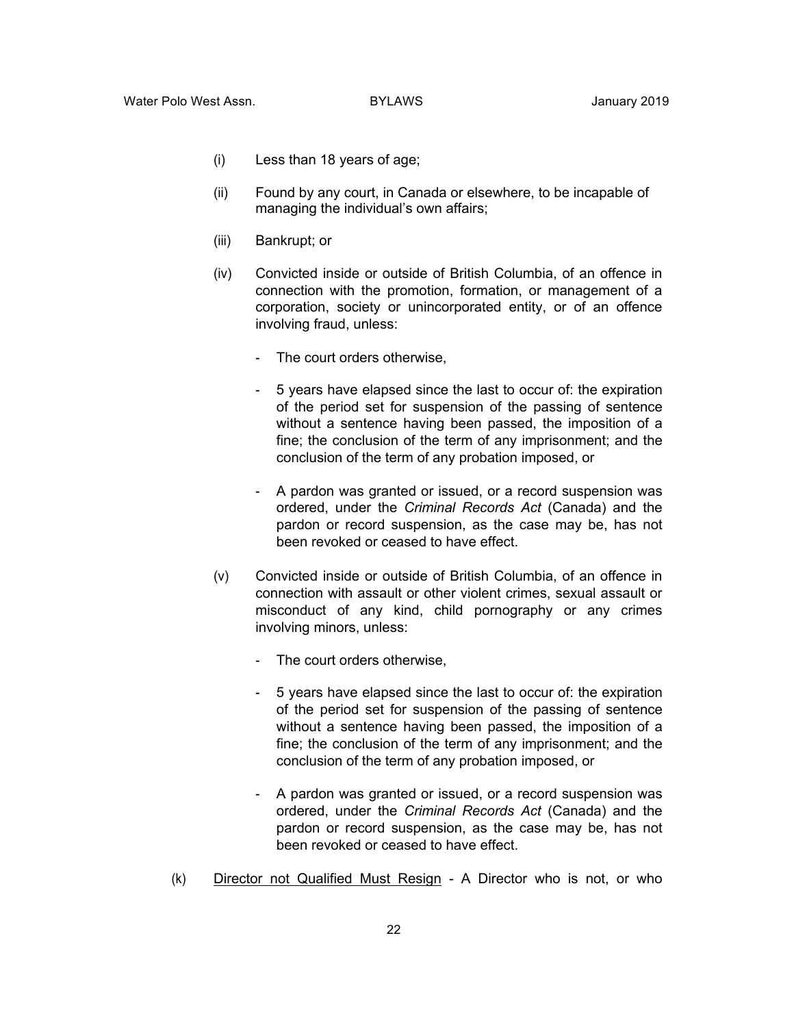(i) Less than 18 years of age;

(ii) Found by any court, in Canada or elsewhere, to be incapable of managing the individual's own affairs;

(iii) Bankrupt; or

(iv) Convicted inside or outside of British Columbia, of an offence in connection with the promotion, formation, or management of a corporation, society or unincorporated entity, or of an offence involving fraud, unless:

- The court orders otherwise,
- 5 years have elapsed since the last to occur of: the expiration of the period set for suspension of the passing of sentence without a sentence having been passed, the imposition of a fine; the conclusion of the term of any imprisonment; and the conclusion of the term of any probation imposed, or
- A pardon was granted or issued, or a record suspension was ordered, under the *Criminal Records Act* (Canada) and the pardon or record suspension, as the case may be, has not been revoked or ceased to have effect.

(v) Convicted inside or outside of British Columbia, of an offence in connection with assault or other violent crimes, sexual assault or misconduct of any kind, child pornography or any crimes involving minors, unless:

- The court orders otherwise,
- 5 years have elapsed since the last to occur of: the expiration of the period set for suspension of the passing of sentence without a sentence having been passed, the imposition of a fine; the conclusion of the term of any imprisonment; and the conclusion of the term of any probation imposed, or
- A pardon was granted or issued, or a record suspension was ordered, under the *Criminal Records Act* (Canada) and the pardon or record suspension, as the case may be, has not been revoked or ceased to have effect.

(k) <u>Director not Qualified Must Resign</u> - A Director who is not, or who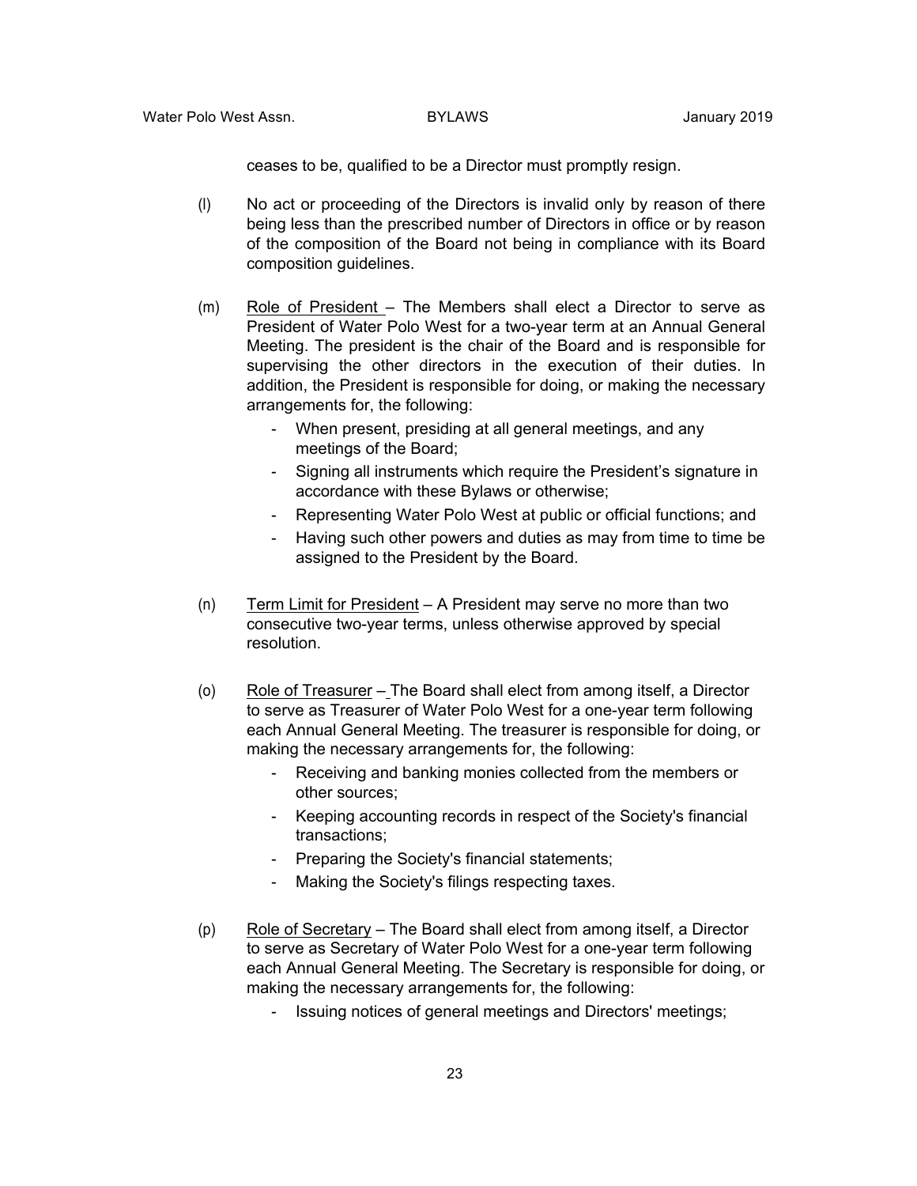ceases to be, qualified to be a Director must promptly resign.

(l) No act or proceeding of the Directors is invalid only by reason of there being less than the prescribed number of Directors in office or by reason of the composition of the Board not being in compliance with its Board composition guidelines.

(m) Role of President – The Members shall elect a Director to serve as President of Water Polo West for a two-year term at an Annual General Meeting. The president is the chair of the Board and is responsible for supervising the other directors in the execution of their duties. In addition, the President is responsible for doing, or making the necessary arrangements for, the following:

- When present, presiding at all general meetings, and any meetings of the Board;
- Signing all instruments which require the President's signature in accordance with these Bylaws or otherwise;
- Representing Water Polo West at public or official functions; and
- Having such other powers and duties as may from time to time be assigned to the President by the Board.

(n) Term Limit for President – A President may serve no more than two consecutive two-year terms, unless otherwise approved by special resolution.

(o) Role of Treasurer – The Board shall elect from among itself, a Director to serve as Treasurer of Water Polo West for a one-year term following each Annual General Meeting. The treasurer is responsible for doing, or making the necessary arrangements for, the following:

- Receiving and banking monies collected from the members or other sources;
- Keeping accounting records in respect of the Society's financial transactions;
- Preparing the Society's financial statements;
- Making the Society's filings respecting taxes.

(p) Role of Secretary – The Board shall elect from among itself, a Director to serve as Secretary of Water Polo West for a one-year term following each Annual General Meeting. The Secretary is responsible for doing, or making the necessary arrangements for, the following:

- Issuing notices of general meetings and Directors' meetings;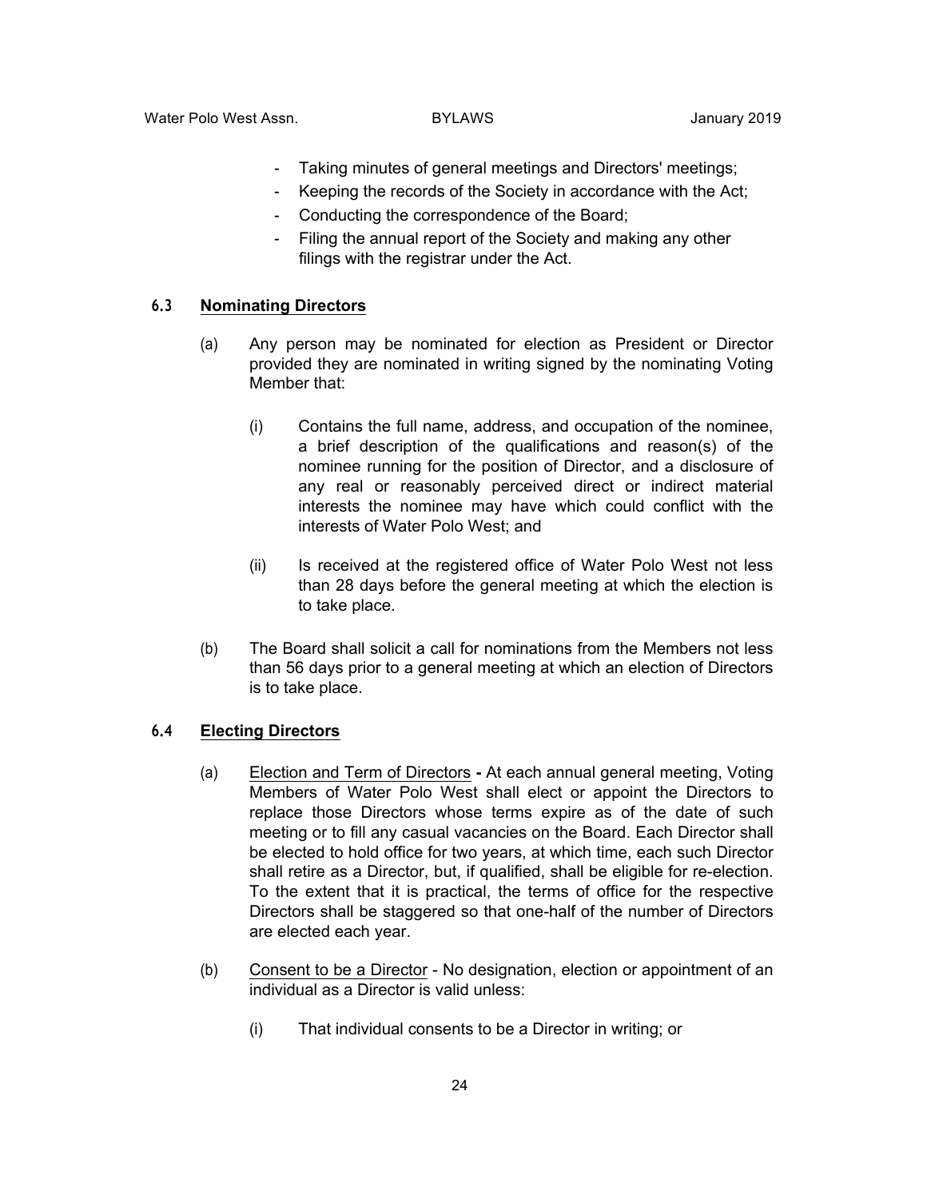- Taking minutes of general meetings and Directors' meetings;
- Keeping the records of the Society in accordance with the Act;
- Conducting the correspondence of the Board;
- Filing the annual report of the Society and making any other filings with the registrar under the Act.

### 6.3 Nominating Directors

(a) Any person may be nominated for election as President or Director provided they are nominated in writing signed by the nominating Voting Member that:

(i) Contains the full name, address, and occupation of the nominee, a brief description of the qualifications and reason(s) of the nominee running for the position of Director, and a disclosure of any real or reasonably perceived direct or indirect material interests the nominee may have which could conflict with the interests of Water Polo West; and

(ii) Is received at the registered office of Water Polo West not less than 28 days before the general meeting at which the election is to take place.

(b) The Board shall solicit a call for nominations from the Members not less than 56 days prior to a general meeting at which an election of Directors is to take place.

### 6.4 Electing Directors

(a) Election and Term of Directors **-** At each annual general meeting, Voting Members of Water Polo West shall elect or appoint the Directors to replace those Directors whose terms expire as of the date of such meeting or to fill any casual vacancies on the Board. Each Director shall be elected to hold office for two years, at which time, each such Director shall retire as a Director, but, if qualified, shall be eligible for re-election. To the extent that it is practical, the terms of office for the respective Directors shall be staggered so that one-half of the number of Directors are elected each year.

(b) Consent to be a Director - No designation, election or appointment of an individual as a Director is valid unless:

(i) That individual consents to be a Director in writing; or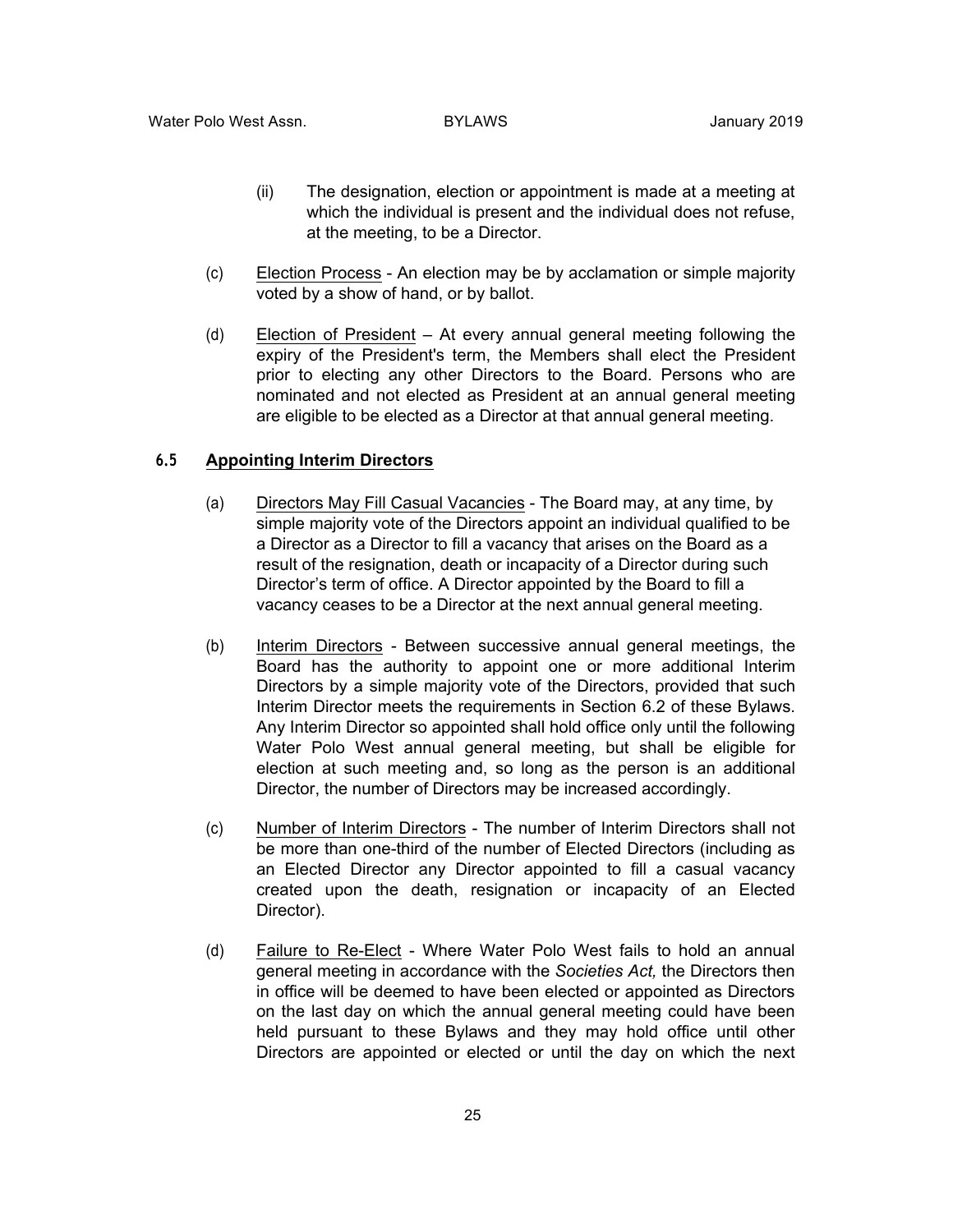(ii) The designation, election or appointment is made at a meeting at which the individual is present and the individual does not refuse, at the meeting, to be a Director.

(c) Election Process - An election may be by acclamation or simple majority voted by a show of hand, or by ballot.

(d) Election of President – At every annual general meeting following the expiry of the President's term, the Members shall elect the President prior to electing any other Directors to the Board. Persons who are nominated and not elected as President at an annual general meeting are eligible to be elected as a Director at that annual general meeting.

### 6.5 Appointing Interim Directors

(a) Directors May Fill Casual Vacancies - The Board may, at any time, by simple majority vote of the Directors appoint an individual qualified to be a Director as a Director to fill a vacancy that arises on the Board as a result of the resignation, death or incapacity of a Director during such Director's term of office. A Director appointed by the Board to fill a vacancy ceases to be a Director at the next annual general meeting.

(b) Interim Directors - Between successive annual general meetings, the Board has the authority to appoint one or more additional Interim Directors by a simple majority vote of the Directors, provided that such Interim Director meets the requirements in Section 6.2 of these Bylaws. Any Interim Director so appointed shall hold office only until the following Water Polo West annual general meeting, but shall be eligible for election at such meeting and, so long as the person is an additional Director, the number of Directors may be increased accordingly.

(c) Number of Interim Directors - The number of Interim Directors shall not be more than one-third of the number of Elected Directors (including as an Elected Director any Director appointed to fill a casual vacancy created upon the death, resignation or incapacity of an Elected Director).

(d) Failure to Re-Elect - Where Water Polo West fails to hold an annual general meeting in accordance with the *Societies Act,* the Directors then in office will be deemed to have been elected or appointed as Directors on the last day on which the annual general meeting could have been held pursuant to these Bylaws and they may hold office until other Directors are appointed or elected or until the day on which the next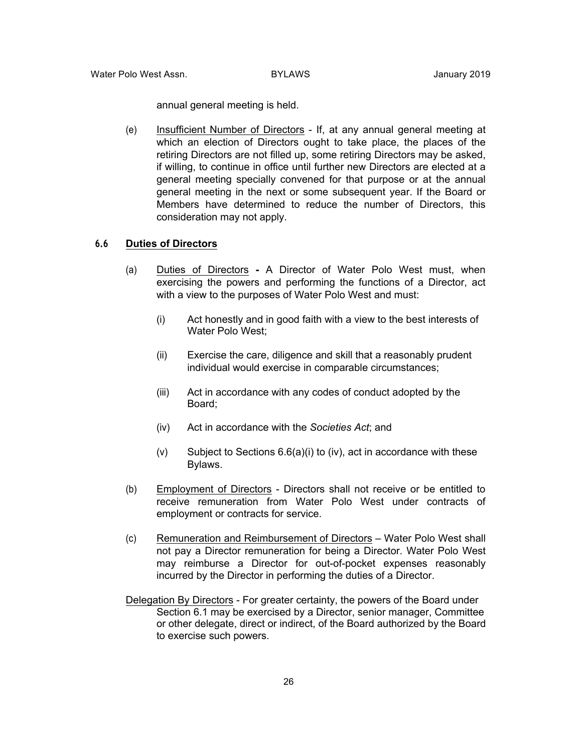annual general meeting is held.

(e) Insufficient Number of Directors - If, at any annual general meeting at which an election of Directors ought to take place, the places of the retiring Directors are not filled up, some retiring Directors may be asked, if willing, to continue in office until further new Directors are elected at a general meeting specially convened for that purpose or at the annual general meeting in the next or some subsequent year. If the Board or Members have determined to reduce the number of Directors, this consideration may not apply.

### 6.6 Duties of Directors

(a) Duties of Directors **-** A Director of Water Polo West must, when exercising the powers and performing the functions of a Director, act with a view to the purposes of Water Polo West and must:

(i) Act honestly and in good faith with a view to the best interests of Water Polo West;

(ii) Exercise the care, diligence and skill that a reasonably prudent individual would exercise in comparable circumstances;

(iii) Act in accordance with any codes of conduct adopted by the Board;

(iv) Act in accordance with the *Societies Act*; and

(v) Subject to Sections 6.6(a)(i) to (iv), act in accordance with these Bylaws.

(b) Employment of Directors - Directors shall not receive or be entitled to receive remuneration from Water Polo West under contracts of employment or contracts for service.

(c) Remuneration and Reimbursement of Directors – Water Polo West shall not pay a Director remuneration for being a Director. Water Polo West may reimburse a Director for out-of-pocket expenses reasonably incurred by the Director in performing the duties of a Director.

Delegation By Directors - For greater certainty, the powers of the Board under Section 6.1 may be exercised by a Director, senior manager, Committee or other delegate, direct or indirect, of the Board authorized by the Board to exercise such powers.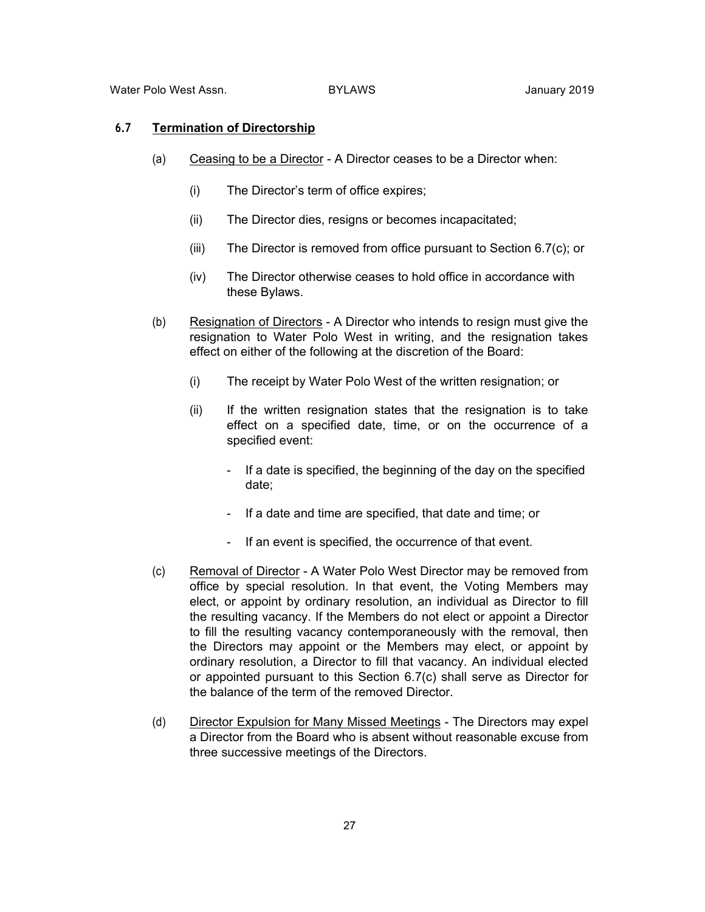## 6.7 Termination of Directorship

(a) Ceasing to be a Director - A Director ceases to be a Director when:

(i) The Director's term of office expires;

(ii) The Director dies, resigns or becomes incapacitated;

(iii) The Director is removed from office pursuant to Section 6.7(c); or

(iv) The Director otherwise ceases to hold office in accordance with these Bylaws.

(b) Resignation of Directors - A Director who intends to resign must give the resignation to Water Polo West in writing, and the resignation takes effect on either of the following at the discretion of the Board:

(i) The receipt by Water Polo West of the written resignation; or

(ii) If the written resignation states that the resignation is to take effect on a specified date, time, or on the occurrence of a specified event:

- If a date is specified, the beginning of the day on the specified date;
- If a date and time are specified, that date and time; or
- If an event is specified, the occurrence of that event.

(c) Removal of Director - A Water Polo West Director may be removed from office by special resolution. In that event, the Voting Members may elect, or appoint by ordinary resolution, an individual as Director to fill the resulting vacancy. If the Members do not elect or appoint a Director to fill the resulting vacancy contemporaneously with the removal, then the Directors may appoint or the Members may elect, or appoint by ordinary resolution, a Director to fill that vacancy. An individual elected or appointed pursuant to this Section 6.7(c) shall serve as Director for the balance of the term of the removed Director.

(d) Director Expulsion for Many Missed Meetings - The Directors may expel a Director from the Board who is absent without reasonable excuse from three successive meetings of the Directors.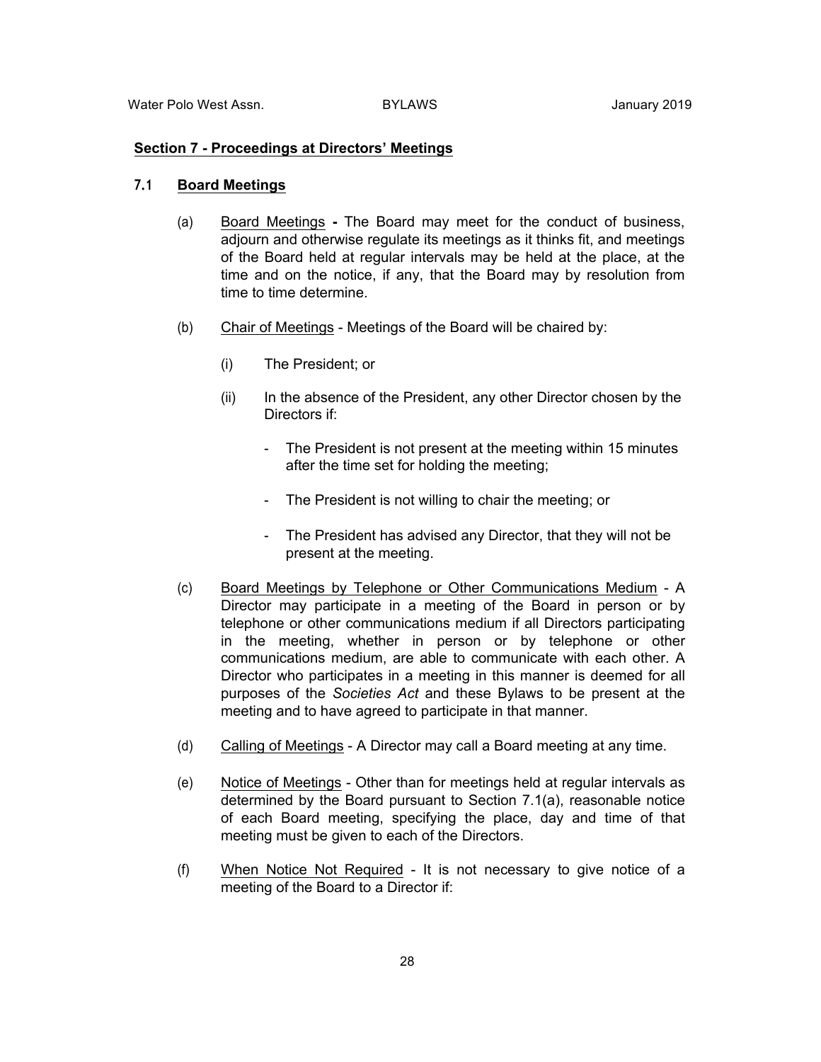## Section 7 - Proceedings at Directors' Meetings

### 7.1 Board Meetings

(a) Board Meetings **-** The Board may meet for the conduct of business, adjourn and otherwise regulate its meetings as it thinks fit, and meetings of the Board held at regular intervals may be held at the place, at the time and on the notice, if any, that the Board may by resolution from time to time determine.

(b) Chair of Meetings - Meetings of the Board will be chaired by:

(i) The President; or

(ii) In the absence of the President, any other Director chosen by the Directors if:

- The President is not present at the meeting within 15 minutes after the time set for holding the meeting;
- The President is not willing to chair the meeting; or
- The President has advised any Director, that they will not be present at the meeting.

(c) Board Meetings by Telephone or Other Communications Medium - A Director may participate in a meeting of the Board in person or by telephone or other communications medium if all Directors participating in the meeting, whether in person or by telephone or other communications medium, are able to communicate with each other. A Director who participates in a meeting in this manner is deemed for all purposes of the *Societies Act* and these Bylaws to be present at the meeting and to have agreed to participate in that manner.

(d) Calling of Meetings - A Director may call a Board meeting at any time.

(e) Notice of Meetings - Other than for meetings held at regular intervals as determined by the Board pursuant to Section 7.1(a), reasonable notice of each Board meeting, specifying the place, day and time of that meeting must be given to each of the Directors.

(f) When Notice Not Required - It is not necessary to give notice of a meeting of the Board to a Director if: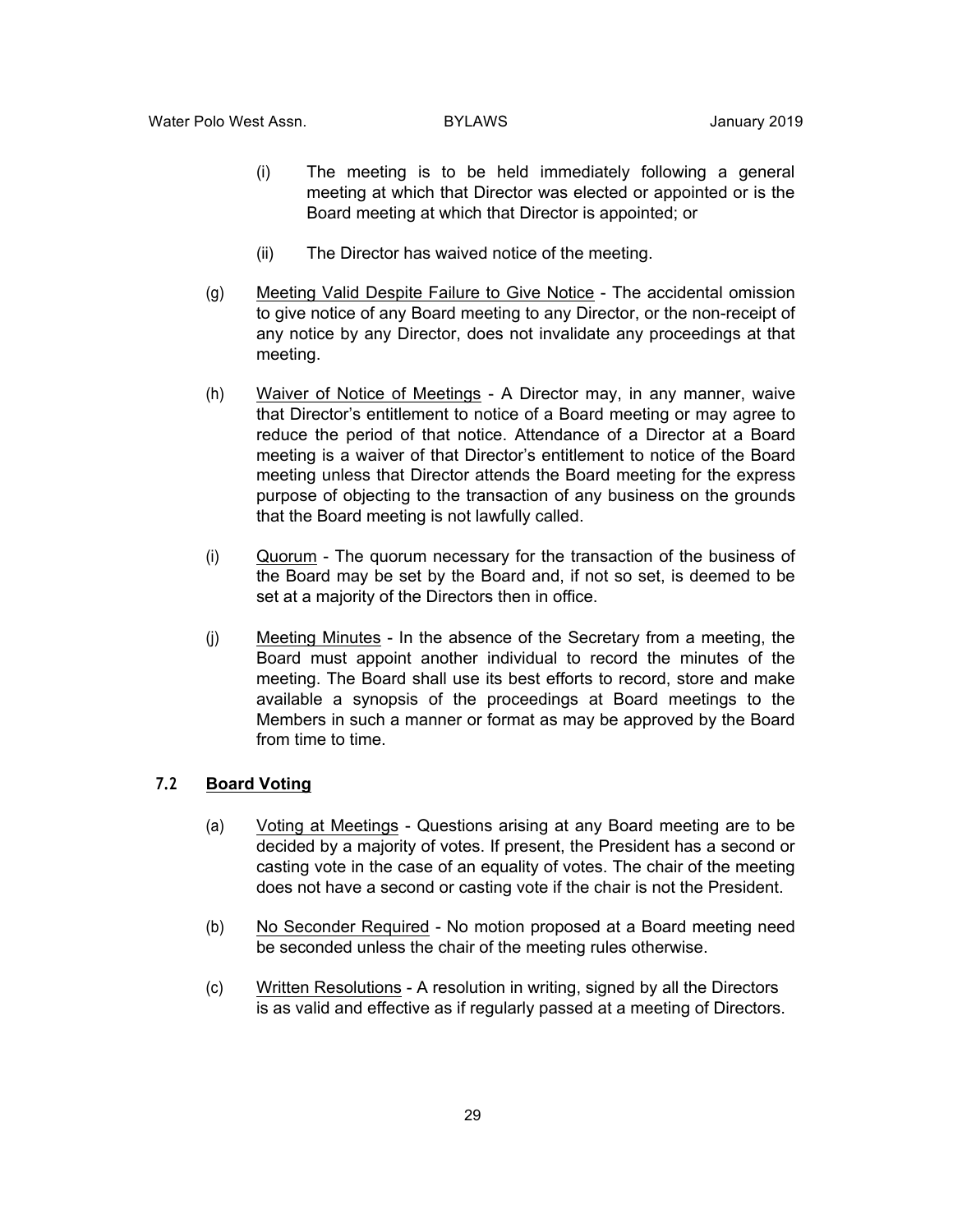(i) The meeting is to be held immediately following a general meeting at which that Director was elected or appointed or is the Board meeting at which that Director is appointed; or

(ii) The Director has waived notice of the meeting.

(g) Meeting Valid Despite Failure to Give Notice - The accidental omission to give notice of any Board meeting to any Director, or the non-receipt of any notice by any Director, does not invalidate any proceedings at that meeting.

(h) Waiver of Notice of Meetings - A Director may, in any manner, waive that Director's entitlement to notice of a Board meeting or may agree to reduce the period of that notice. Attendance of a Director at a Board meeting is a waiver of that Director's entitlement to notice of the Board meeting unless that Director attends the Board meeting for the express purpose of objecting to the transaction of any business on the grounds that the Board meeting is not lawfully called.

(i) Quorum - The quorum necessary for the transaction of the business of the Board may be set by the Board and, if not so set, is deemed to be set at a majority of the Directors then in office.

(j) Meeting Minutes - In the absence of the Secretary from a meeting, the Board must appoint another individual to record the minutes of the meeting. The Board shall use its best efforts to record, store and make available a synopsis of the proceedings at Board meetings to the Members in such a manner or format as may be approved by the Board from time to time.

### 7.2 Board Voting

(a) Voting at Meetings - Questions arising at any Board meeting are to be decided by a majority of votes. If present, the President has a second or casting vote in the case of an equality of votes. The chair of the meeting does not have a second or casting vote if the chair is not the President.

(b) No Seconder Required - No motion proposed at a Board meeting need be seconded unless the chair of the meeting rules otherwise.

(c) Written Resolutions - A resolution in writing, signed by all the Directors is as valid and effective as if regularly passed at a meeting of Directors.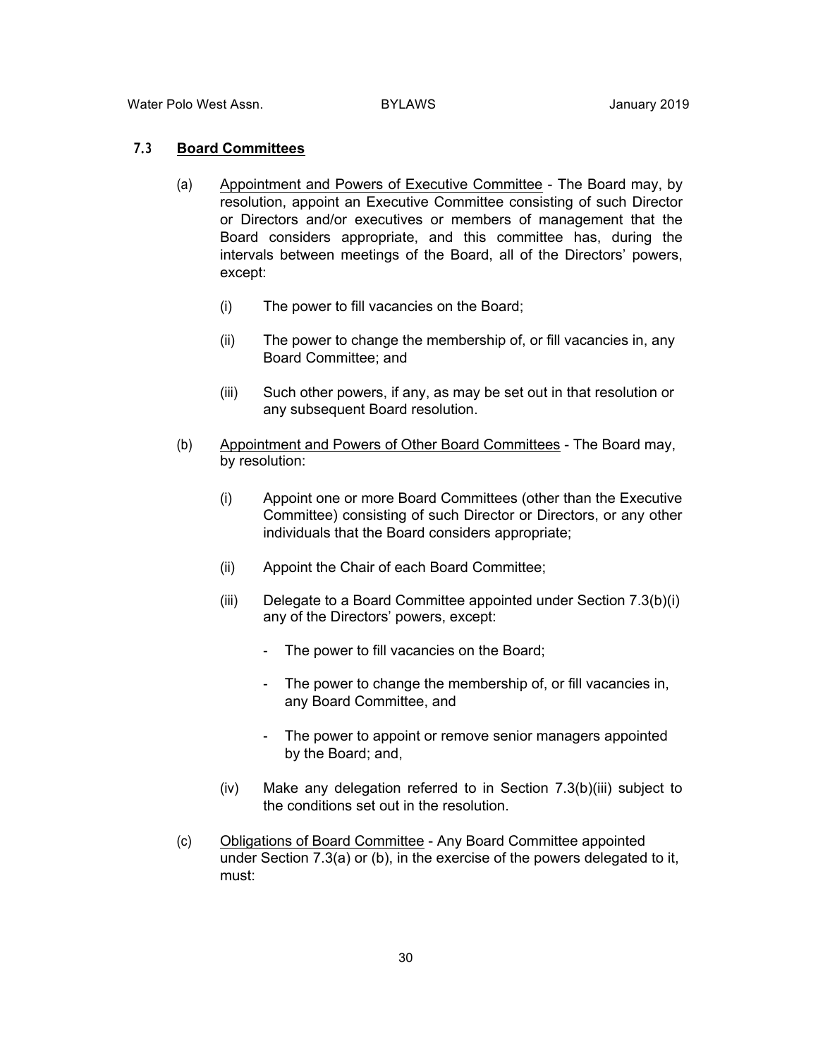### 7.3 <u>Board Committees</u>

(a) <u>Appointment and Powers of Executive Committee</u> - The Board may, by resolution, appoint an Executive Committee consisting of such Director or Directors and/or executives or members of management that the Board considers appropriate, and this committee has, during the intervals between meetings of the Board, all of the Directors' powers, except:

   (i) The power to fill vacancies on the Board;

   (ii) The power to change the membership of, or fill vacancies in, any Board Committee; and

   (iii) Such other powers, if any, as may be set out in that resolution or any subsequent Board resolution.

(b) <u>Appointment and Powers of Other Board Committees</u> - The Board may, by resolution:

   (i) Appoint one or more Board Committees (other than the Executive Committee) consisting of such Director or Directors, or any other individuals that the Board considers appropriate;

   (ii) Appoint the Chair of each Board Committee;

   (iii) Delegate to a Board Committee appointed under Section 7.3(b)(i) any of the Directors' powers, except:

   - The power to fill vacancies on the Board;

   - The power to change the membership of, or fill vacancies in, any Board Committee, and

   - The power to appoint or remove senior managers appointed by the Board; and,

   (iv) Make any delegation referred to in Section 7.3(b)(iii) subject to the conditions set out in the resolution.

(c) <u>Obligations of Board Committee</u> - Any Board Committee appointed under Section 7.3(a) or (b), in the exercise of the powers delegated to it, must: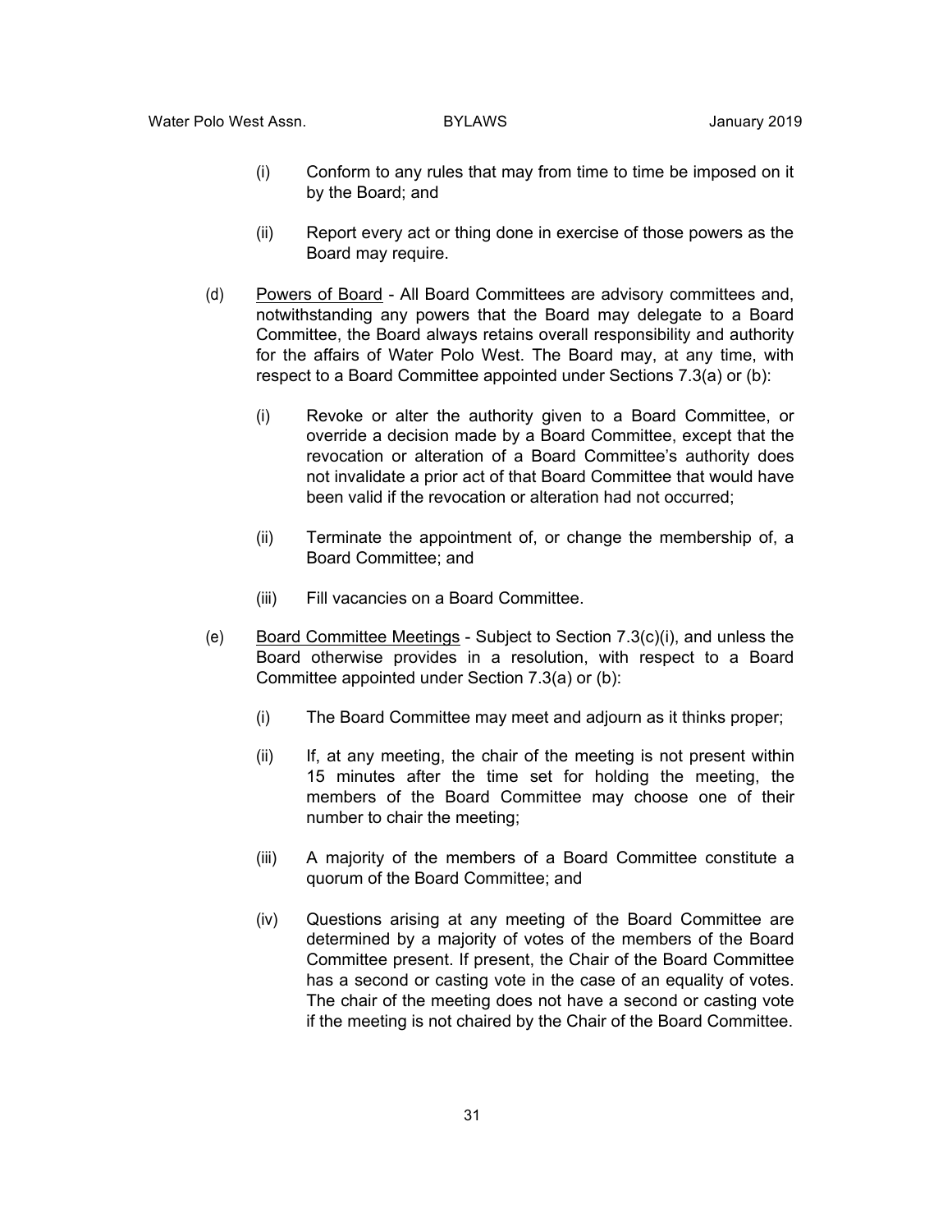(i) Conform to any rules that may from time to time be imposed on it by the Board; and

(ii) Report every act or thing done in exercise of those powers as the Board may require.

(d) Powers of Board - All Board Committees are advisory committees and, notwithstanding any powers that the Board may delegate to a Board Committee, the Board always retains overall responsibility and authority for the affairs of Water Polo West. The Board may, at any time, with respect to a Board Committee appointed under Sections 7.3(a) or (b):

(i) Revoke or alter the authority given to a Board Committee, or override a decision made by a Board Committee, except that the revocation or alteration of a Board Committee's authority does not invalidate a prior act of that Board Committee that would have been valid if the revocation or alteration had not occurred;

(ii) Terminate the appointment of, or change the membership of, a Board Committee; and

(iii) Fill vacancies on a Board Committee.

(e) Board Committee Meetings - Subject to Section 7.3(c)(i), and unless the Board otherwise provides in a resolution, with respect to a Board Committee appointed under Section 7.3(a) or (b):

(i) The Board Committee may meet and adjourn as it thinks proper;

(ii) If, at any meeting, the chair of the meeting is not present within 15 minutes after the time set for holding the meeting, the members of the Board Committee may choose one of their number to chair the meeting;

(iii) A majority of the members of a Board Committee constitute a quorum of the Board Committee; and

(iv) Questions arising at any meeting of the Board Committee are determined by a majority of votes of the members of the Board Committee present. If present, the Chair of the Board Committee has a second or casting vote in the case of an equality of votes. The chair of the meeting does not have a second or casting vote if the meeting is not chaired by the Chair of the Board Committee.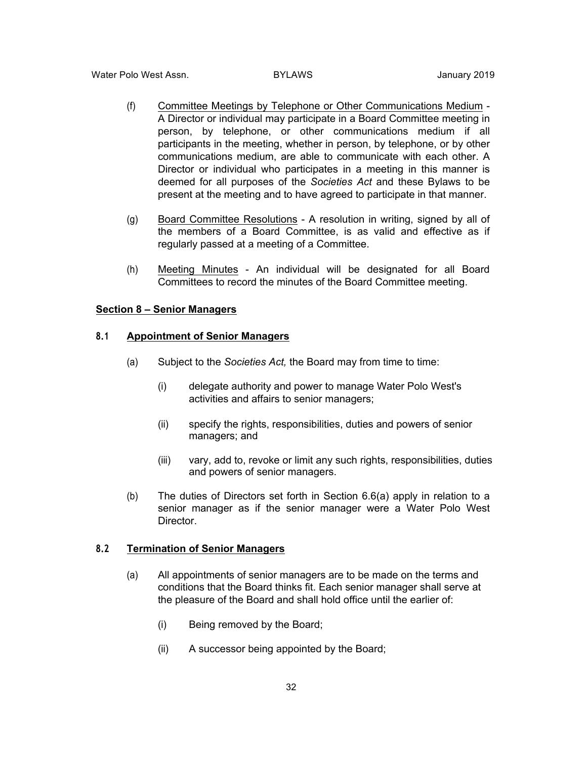(f) Committee Meetings by Telephone or Other Communications Medium - A Director or individual may participate in a Board Committee meeting in person, by telephone, or other communications medium if all participants in the meeting, whether in person, by telephone, or by other communications medium, are able to communicate with each other. A Director or individual who participates in a meeting in this manner is deemed for all purposes of the *Societies Act* and these Bylaws to be present at the meeting and to have agreed to participate in that manner.

(g) Board Committee Resolutions - A resolution in writing, signed by all of the members of a Board Committee, is as valid and effective as if regularly passed at a meeting of a Committee.

(h) Meeting Minutes - An individual will be designated for all Board Committees to record the minutes of the Board Committee meeting.

## Section 8 – Senior Managers

### 8.1 Appointment of Senior Managers

(a) Subject to the *Societies Act,* the Board may from time to time:

   (i) delegate authority and power to manage Water Polo West's activities and affairs to senior managers;

   (ii) specify the rights, responsibilities, duties and powers of senior managers; and

   (iii) vary, add to, revoke or limit any such rights, responsibilities, duties and powers of senior managers.

(b) The duties of Directors set forth in Section 6.6(a) apply in relation to a senior manager as if the senior manager were a Water Polo West Director.

### 8.2 Termination of Senior Managers

(a) All appointments of senior managers are to be made on the terms and conditions that the Board thinks fit. Each senior manager shall serve at the pleasure of the Board and shall hold office until the earlier of:

   (i) Being removed by the Board;

   (ii) A successor being appointed by the Board;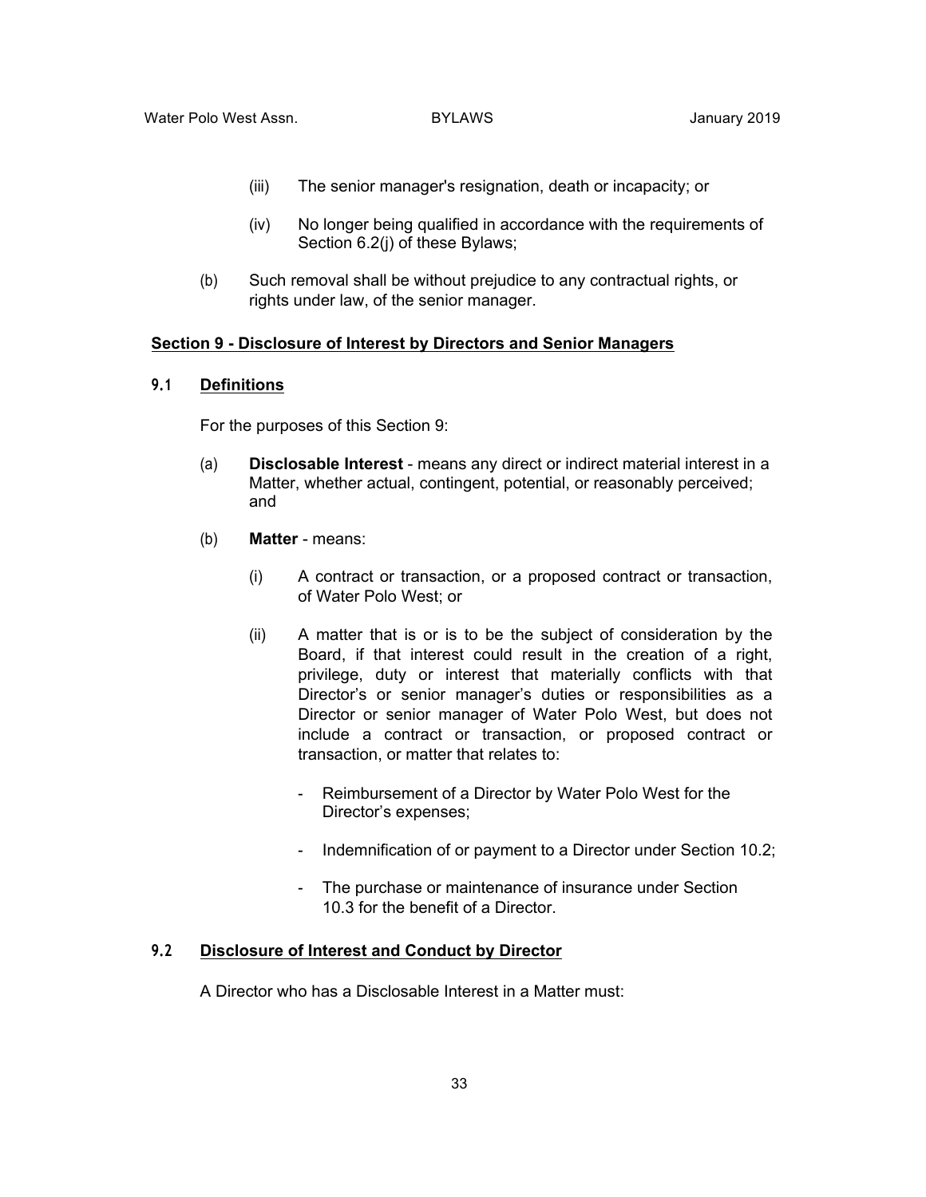(iii) The senior manager's resignation, death or incapacity; or

(iv) No longer being qualified in accordance with the requirements of Section 6.2(j) of these Bylaws;

(b) Such removal shall be without prejudice to any contractual rights, or rights under law, of the senior manager.

## Section 9 - Disclosure of Interest by Directors and Senior Managers

### 9.1 Definitions

For the purposes of this Section 9:

(a) **Disclosable Interest** - means any direct or indirect material interest in a Matter, whether actual, contingent, potential, or reasonably perceived; and

(b) **Matter** - means:

(i) A contract or transaction, or a proposed contract or transaction, of Water Polo West; or

(ii) A matter that is or is to be the subject of consideration by the Board, if that interest could result in the creation of a right, privilege, duty or interest that materially conflicts with that Director's or senior manager's duties or responsibilities as a Director or senior manager of Water Polo West, but does not include a contract or transaction, or proposed contract or transaction, or matter that relates to:

- Reimbursement of a Director by Water Polo West for the Director's expenses;
- Indemnification of or payment to a Director under Section 10.2;
- The purchase or maintenance of insurance under Section 10.3 for the benefit of a Director.

### 9.2 Disclosure of Interest and Conduct by Director

A Director who has a Disclosable Interest in a Matter must: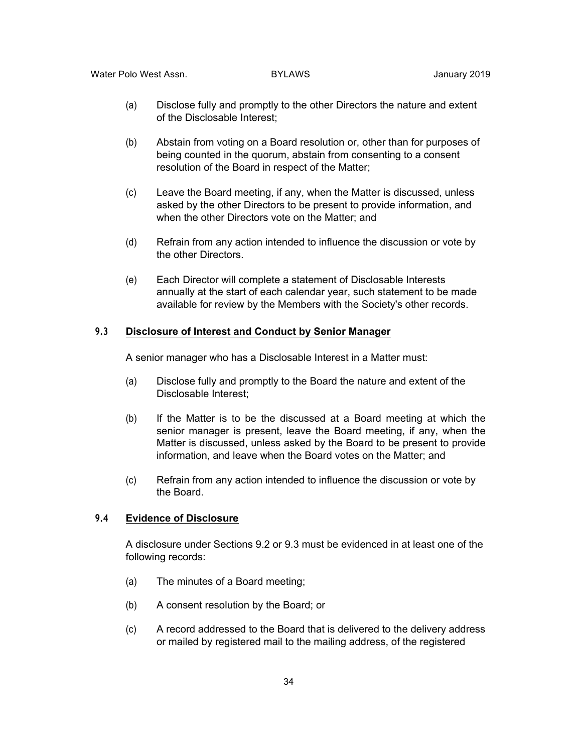(a) Disclose fully and promptly to the other Directors the nature and extent of the Disclosable Interest;

(b) Abstain from voting on a Board resolution or, other than for purposes of being counted in the quorum, abstain from consenting to a consent resolution of the Board in respect of the Matter;

(c) Leave the Board meeting, if any, when the Matter is discussed, unless asked by the other Directors to be present to provide information, and when the other Directors vote on the Matter; and

(d) Refrain from any action intended to influence the discussion or vote by the other Directors.

(e) Each Director will complete a statement of Disclosable Interests annually at the start of each calendar year, such statement to be made available for review by the Members with the Society's other records.

### 9.3 <u>Disclosure of Interest and Conduct by Senior Manager</u>

A senior manager who has a Disclosable Interest in a Matter must:

(a) Disclose fully and promptly to the Board the nature and extent of the Disclosable Interest;

(b) If the Matter is to be the discussed at a Board meeting at which the senior manager is present, leave the Board meeting, if any, when the Matter is discussed, unless asked by the Board to be present to provide information, and leave when the Board votes on the Matter; and

(c) Refrain from any action intended to influence the discussion or vote by the Board.

### 9.4 <u>Evidence of Disclosure</u>

A disclosure under Sections 9.2 or 9.3 must be evidenced in at least one of the following records:

(a) The minutes of a Board meeting;

(b) A consent resolution by the Board; or

(c) A record addressed to the Board that is delivered to the delivery address or mailed by registered mail to the mailing address, of the registered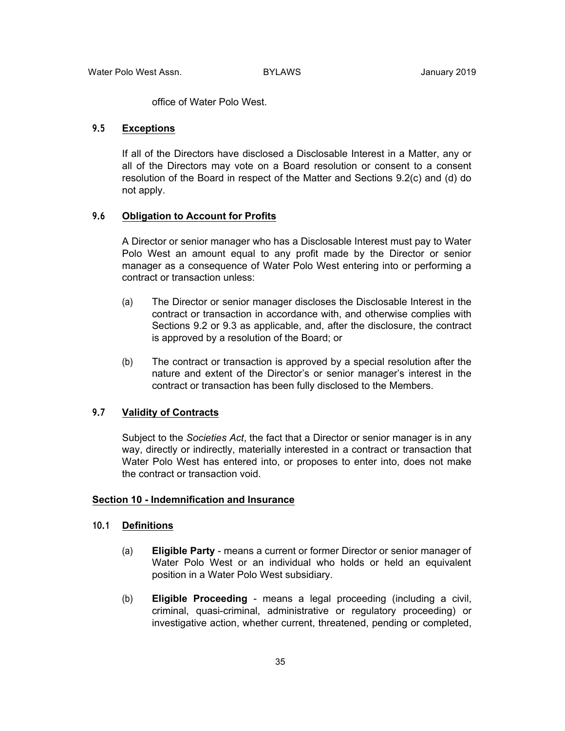office of Water Polo West.

### 9.5 Exceptions

If all of the Directors have disclosed a Disclosable Interest in a Matter, any or all of the Directors may vote on a Board resolution or consent to a consent resolution of the Board in respect of the Matter and Sections 9.2(c) and (d) do not apply.

### 9.6 Obligation to Account for Profits

A Director or senior manager who has a Disclosable Interest must pay to Water Polo West an amount equal to any profit made by the Director or senior manager as a consequence of Water Polo West entering into or performing a contract or transaction unless:

(a) The Director or senior manager discloses the Disclosable Interest in the contract or transaction in accordance with, and otherwise complies with Sections 9.2 or 9.3 as applicable, and, after the disclosure, the contract is approved by a resolution of the Board; or

(b) The contract or transaction is approved by a special resolution after the nature and extent of the Director's or senior manager's interest in the contract or transaction has been fully disclosed to the Members.

### 9.7 Validity of Contracts

Subject to the *Societies Act*, the fact that a Director or senior manager is in any way, directly or indirectly, materially interested in a contract or transaction that Water Polo West has entered into, or proposes to enter into, does not make the contract or transaction void.

## Section 10 - Indemnification and Insurance

### 10.1 Definitions

(a) **Eligible Party** - means a current or former Director or senior manager of Water Polo West or an individual who holds or held an equivalent position in a Water Polo West subsidiary.

(b) **Eligible Proceeding** - means a legal proceeding (including a civil, criminal, quasi-criminal, administrative or regulatory proceeding) or investigative action, whether current, threatened, pending or completed,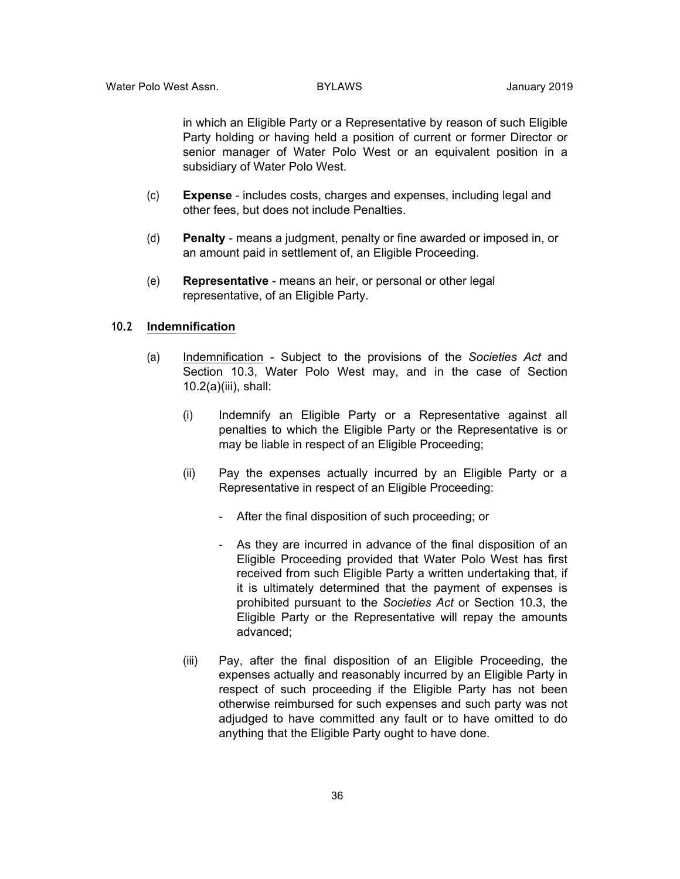in which an Eligible Party or a Representative by reason of such Eligible Party holding or having held a position of current or former Director or senior manager of Water Polo West or an equivalent position in a subsidiary of Water Polo West.

(c) **Expense** - includes costs, charges and expenses, including legal and other fees, but does not include Penalties.

(d) **Penalty** - means a judgment, penalty or fine awarded or imposed in, or an amount paid in settlement of, an Eligible Proceeding.

(e) **Representative** - means an heir, or personal or other legal representative, of an Eligible Party.

### 10.2 Indemnification

(a) Indemnification - Subject to the provisions of the *Societies Act* and Section 10.3, Water Polo West may, and in the case of Section 10.2(a)(iii), shall:

(i) Indemnify an Eligible Party or a Representative against all penalties to which the Eligible Party or the Representative is or may be liable in respect of an Eligible Proceeding;

(ii) Pay the expenses actually incurred by an Eligible Party or a Representative in respect of an Eligible Proceeding:

- After the final disposition of such proceeding; or

- As they are incurred in advance of the final disposition of an Eligible Proceeding provided that Water Polo West has first received from such Eligible Party a written undertaking that, if it is ultimately determined that the payment of expenses is prohibited pursuant to the *Societies Act* or Section 10.3, the Eligible Party or the Representative will repay the amounts advanced;

(iii) Pay, after the final disposition of an Eligible Proceeding, the expenses actually and reasonably incurred by an Eligible Party in respect of such proceeding if the Eligible Party has not been otherwise reimbursed for such expenses and such party was not adjudged to have committed any fault or to have omitted to do anything that the Eligible Party ought to have done.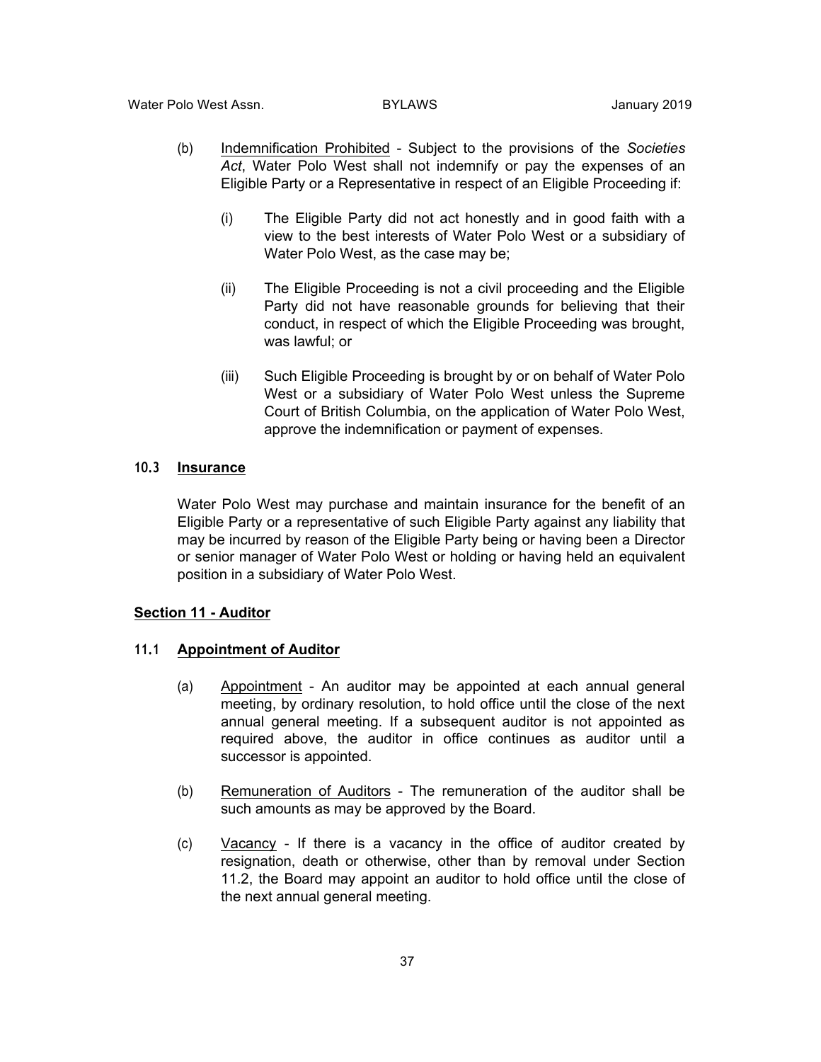(b) Indemnification Prohibited - Subject to the provisions of the *Societies Act*, Water Polo West shall not indemnify or pay the expenses of an Eligible Party or a Representative in respect of an Eligible Proceeding if:

(i) The Eligible Party did not act honestly and in good faith with a view to the best interests of Water Polo West or a subsidiary of Water Polo West, as the case may be;

(ii) The Eligible Proceeding is not a civil proceeding and the Eligible Party did not have reasonable grounds for believing that their conduct, in respect of which the Eligible Proceeding was brought, was lawful; or

(iii) Such Eligible Proceeding is brought by or on behalf of Water Polo West or a subsidiary of Water Polo West unless the Supreme Court of British Columbia, on the application of Water Polo West, approve the indemnification or payment of expenses.

### 10.3 Insurance

Water Polo West may purchase and maintain insurance for the benefit of an Eligible Party or a representative of such Eligible Party against any liability that may be incurred by reason of the Eligible Party being or having been a Director or senior manager of Water Polo West or holding or having held an equivalent position in a subsidiary of Water Polo West.

## Section 11 - Auditor

### 11.1 Appointment of Auditor

(a) Appointment - An auditor may be appointed at each annual general meeting, by ordinary resolution, to hold office until the close of the next annual general meeting. If a subsequent auditor is not appointed as required above, the auditor in office continues as auditor until a successor is appointed.

(b) Remuneration of Auditors - The remuneration of the auditor shall be such amounts as may be approved by the Board.

(c) Vacancy - If there is a vacancy in the office of auditor created by resignation, death or otherwise, other than by removal under Section 11.2, the Board may appoint an auditor to hold office until the close of the next annual general meeting.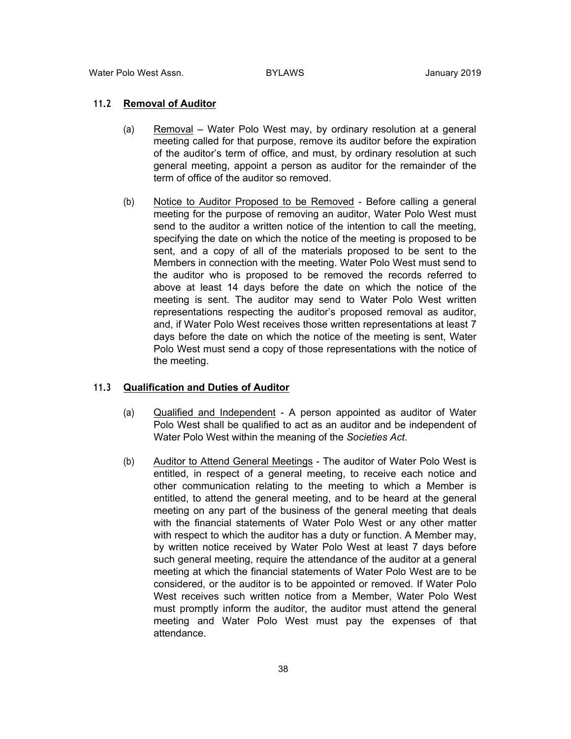### 11.2 **Removal of Auditor**

(a) Removal – Water Polo West may, by ordinary resolution at a general meeting called for that purpose, remove its auditor before the expiration of the auditor's term of office, and must, by ordinary resolution at such general meeting, appoint a person as auditor for the remainder of the term of office of the auditor so removed.

(b) Notice to Auditor Proposed to be Removed - Before calling a general meeting for the purpose of removing an auditor, Water Polo West must send to the auditor a written notice of the intention to call the meeting, specifying the date on which the notice of the meeting is proposed to be sent, and a copy of all of the materials proposed to be sent to the Members in connection with the meeting. Water Polo West must send to the auditor who is proposed to be removed the records referred to above at least 14 days before the date on which the notice of the meeting is sent. The auditor may send to Water Polo West written representations respecting the auditor's proposed removal as auditor, and, if Water Polo West receives those written representations at least 7 days before the date on which the notice of the meeting is sent, Water Polo West must send a copy of those representations with the notice of the meeting.

### 11.3 **Qualification and Duties of Auditor**

(a) Qualified and Independent - A person appointed as auditor of Water Polo West shall be qualified to act as an auditor and be independent of Water Polo West within the meaning of the *Societies Act*.

(b) Auditor to Attend General Meetings - The auditor of Water Polo West is entitled, in respect of a general meeting, to receive each notice and other communication relating to the meeting to which a Member is entitled, to attend the general meeting, and to be heard at the general meeting on any part of the business of the general meeting that deals with the financial statements of Water Polo West or any other matter with respect to which the auditor has a duty or function. A Member may, by written notice received by Water Polo West at least 7 days before such general meeting, require the attendance of the auditor at a general meeting at which the financial statements of Water Polo West are to be considered, or the auditor is to be appointed or removed. If Water Polo West receives such written notice from a Member, Water Polo West must promptly inform the auditor, the auditor must attend the general meeting and Water Polo West must pay the expenses of that attendance.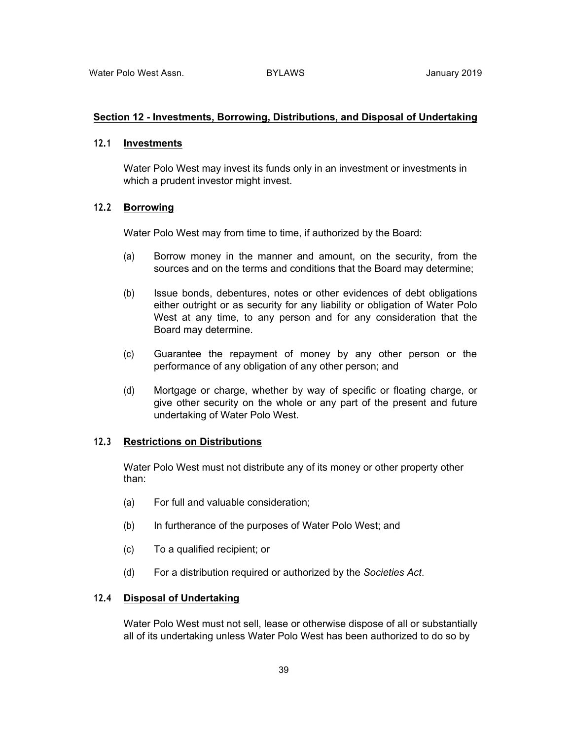## Section 12 - Investments, Borrowing, Distributions, and Disposal of Undertaking

### 12.1 Investments

Water Polo West may invest its funds only in an investment or investments in which a prudent investor might invest.

### 12.2 Borrowing

Water Polo West may from time to time, if authorized by the Board:

(a) Borrow money in the manner and amount, on the security, from the sources and on the terms and conditions that the Board may determine;

(b) Issue bonds, debentures, notes or other evidences of debt obligations either outright or as security for any liability or obligation of Water Polo West at any time, to any person and for any consideration that the Board may determine.

(c) Guarantee the repayment of money by any other person or the performance of any obligation of any other person; and

(d) Mortgage or charge, whether by way of specific or floating charge, or give other security on the whole or any part of the present and future undertaking of Water Polo West.

### 12.3 Restrictions on Distributions

Water Polo West must not distribute any of its money or other property other than:

(a) For full and valuable consideration;

(b) In furtherance of the purposes of Water Polo West; and

(c) To a qualified recipient; or

(d) For a distribution required or authorized by the *Societies Act*.

### 12.4 Disposal of Undertaking

Water Polo West must not sell, lease or otherwise dispose of all or substantially all of its undertaking unless Water Polo West has been authorized to do so by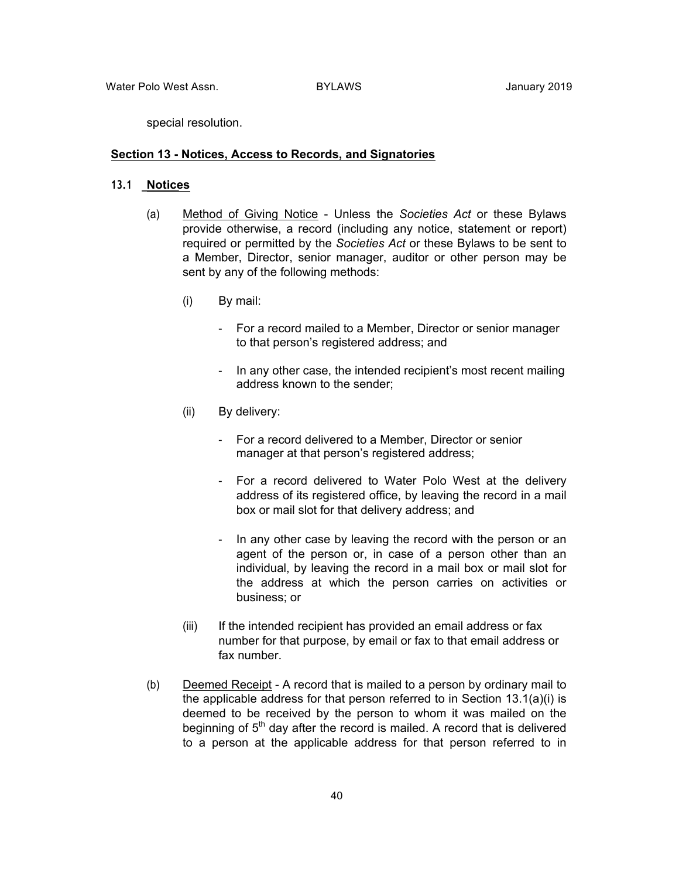special resolution.

## Section 13 - Notices, Access to Records, and Signatories

### 13.1 Notices

(a) Method of Giving Notice - Unless the *Societies Act* or these Bylaws provide otherwise, a record (including any notice, statement or report) required or permitted by the *Societies Act* or these Bylaws to be sent to a Member, Director, senior manager, auditor or other person may be sent by any of the following methods:

(i) By mail:

- For a record mailed to a Member, Director or senior manager to that person's registered address; and
- In any other case, the intended recipient's most recent mailing address known to the sender;

(ii) By delivery:

- For a record delivered to a Member, Director or senior manager at that person's registered address;
- For a record delivered to Water Polo West at the delivery address of its registered office, by leaving the record in a mail box or mail slot for that delivery address; and
- In any other case by leaving the record with the person or an agent of the person or, in case of a person other than an individual, by leaving the record in a mail box or mail slot for the address at which the person carries on activities or business; or

(iii) If the intended recipient has provided an email address or fax number for that purpose, by email or fax to that email address or fax number.

(b) Deemed Receipt - A record that is mailed to a person by ordinary mail to the applicable address for that person referred to in Section 13.1(a)(i) is deemed to be received by the person to whom it was mailed on the beginning of 5th day after the record is mailed. A record that is delivered to a person at the applicable address for that person referred to in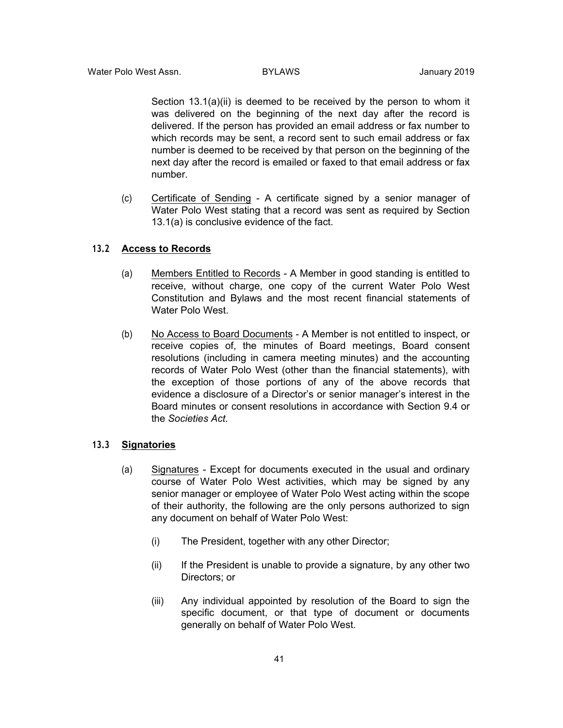Section 13.1(a)(ii) is deemed to be received by the person to whom it was delivered on the beginning of the next day after the record is delivered. If the person has provided an email address or fax number to which records may be sent, a record sent to such email address or fax number is deemed to be received by that person on the beginning of the next day after the record is emailed or faxed to that email address or fax number.

(c) Certificate of Sending - A certificate signed by a senior manager of Water Polo West stating that a record was sent as required by Section 13.1(a) is conclusive evidence of the fact.

### 13.2 Access to Records

(a) Members Entitled to Records - A Member in good standing is entitled to receive, without charge, one copy of the current Water Polo West Constitution and Bylaws and the most recent financial statements of Water Polo West.

(b) No Access to Board Documents - A Member is not entitled to inspect, or receive copies of, the minutes of Board meetings, Board consent resolutions (including in camera meeting minutes) and the accounting records of Water Polo West (other than the financial statements), with the exception of those portions of any of the above records that evidence a disclosure of a Director's or senior manager's interest in the Board minutes or consent resolutions in accordance with Section 9.4 or the *Societies Act*.

### 13.3 Signatories

(a) Signatures - Except for documents executed in the usual and ordinary course of Water Polo West activities, which may be signed by any senior manager or employee of Water Polo West acting within the scope of their authority, the following are the only persons authorized to sign any document on behalf of Water Polo West:

(i) The President, together with any other Director;

(ii) If the President is unable to provide a signature, by any other two Directors; or

(iii) Any individual appointed by resolution of the Board to sign the specific document, or that type of document or documents generally on behalf of Water Polo West.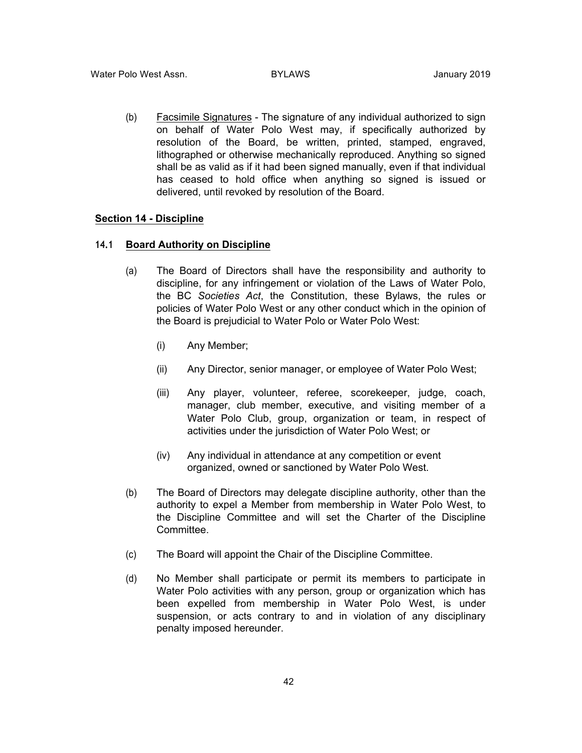(b) <u>Facsimile Signatures</u> - The signature of any individual authorized to sign on behalf of Water Polo West may, if specifically authorized by resolution of the Board, be written, printed, stamped, engraved, lithographed or otherwise mechanically reproduced. Anything so signed shall be as valid as if it had been signed manually, even if that individual has ceased to hold office when anything so signed is issued or delivered, until revoked by resolution of the Board.

## Section 14 - Discipline

### 14.1 Board Authority on Discipline

(a) The Board of Directors shall have the responsibility and authority to discipline, for any infringement or violation of the Laws of Water Polo, the BC *Societies Act*, the Constitution, these Bylaws, the rules or policies of Water Polo West or any other conduct which in the opinion of the Board is prejudicial to Water Polo or Water Polo West:

- (i) Any Member;
- (ii) Any Director, senior manager, or employee of Water Polo West;
- (iii) Any player, volunteer, referee, scorekeeper, judge, coach, manager, club member, executive, and visiting member of a Water Polo Club, group, organization or team, in respect of activities under the jurisdiction of Water Polo West; or
- (iv) Any individual in attendance at any competition or event organized, owned or sanctioned by Water Polo West.

(b) The Board of Directors may delegate discipline authority, other than the authority to expel a Member from membership in Water Polo West, to the Discipline Committee and will set the Charter of the Discipline Committee.

(c) The Board will appoint the Chair of the Discipline Committee.

(d) No Member shall participate or permit its members to participate in Water Polo activities with any person, group or organization which has been expelled from membership in Water Polo West, is under suspension, or acts contrary to and in violation of any disciplinary penalty imposed hereunder.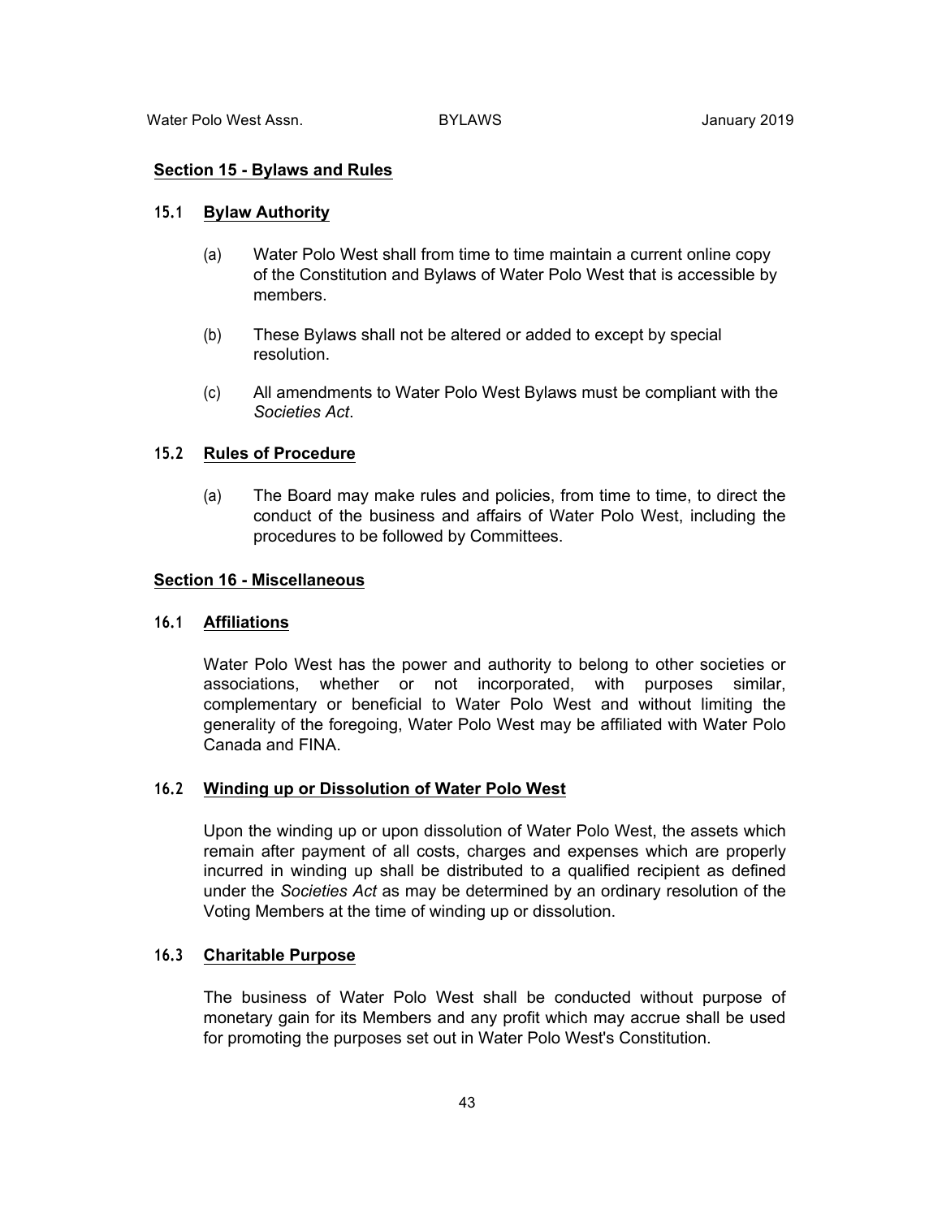## Section 15 - Bylaws and Rules

### 15.1 Bylaw Authority

(a) Water Polo West shall from time to time maintain a current online copy of the Constitution and Bylaws of Water Polo West that is accessible by members.

(b) These Bylaws shall not be altered or added to except by special resolution.

(c) All amendments to Water Polo West Bylaws must be compliant with the *Societies Act*.

### 15.2 Rules of Procedure

(a) The Board may make rules and policies, from time to time, to direct the conduct of the business and affairs of Water Polo West, including the procedures to be followed by Committees.

## Section 16 - Miscellaneous

### 16.1 Affiliations

Water Polo West has the power and authority to belong to other societies or associations, whether or not incorporated, with purposes similar, complementary or beneficial to Water Polo West and without limiting the generality of the foregoing, Water Polo West may be affiliated with Water Polo Canada and FINA.

### 16.2 Winding up or Dissolution of Water Polo West

Upon the winding up or upon dissolution of Water Polo West, the assets which remain after payment of all costs, charges and expenses which are properly incurred in winding up shall be distributed to a qualified recipient as defined under the *Societies Act* as may be determined by an ordinary resolution of the Voting Members at the time of winding up or dissolution.

### 16.3 Charitable Purpose

The business of Water Polo West shall be conducted without purpose of monetary gain for its Members and any profit which may accrue shall be used for promoting the purposes set out in Water Polo West's Constitution.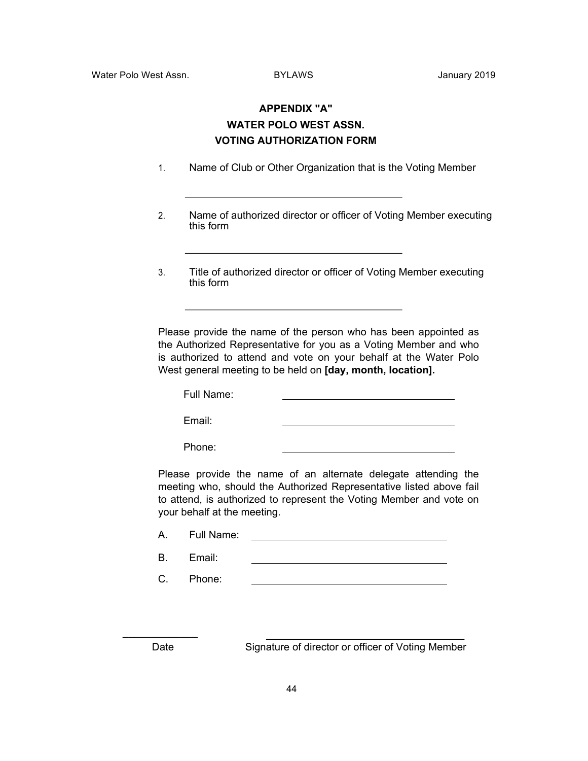## APPENDIX "A"
## WATER POLO WEST ASSN.
## VOTING AUTHORIZATION FORM

1. Name of Club or Other Organization that is the Voting Member

   \_\_\_\_\_\_\_\_\_\_\_\_\_\_\_\_\_\_\_\_\_\_\_\_\_\_\_\_\_\_\_\_\_\_\_\_\_\_\_\_

2. Name of authorized director or officer of Voting Member executing this form

   \_\_\_\_\_\_\_\_\_\_\_\_\_\_\_\_\_\_\_\_\_\_\_\_\_\_\_\_\_\_\_\_\_\_\_\_\_\_\_\_

3. Title of authorized director or officer of Voting Member executing this form

   \_\_\_\_\_\_\_\_\_\_\_\_\_\_\_\_\_\_\_\_\_\_\_\_\_\_\_\_\_\_\_\_\_\_\_\_\_\_\_\_

Please provide the name of the person who has been appointed as the Authorized Representative for you as a Voting Member and who is authorized to attend and vote on your behalf at the Water Polo West general meeting to be held on **[day, month, location].**

Full Name: \_\_\_\_\_\_\_\_\_\_\_\_\_\_\_\_\_\_\_\_\_\_\_\_\_\_\_\_\_\_\_\_

Email: \_\_\_\_\_\_\_\_\_\_\_\_\_\_\_\_\_\_\_\_\_\_\_\_\_\_\_\_\_\_\_\_

Phone: \_\_\_\_\_\_\_\_\_\_\_\_\_\_\_\_\_\_\_\_\_\_\_\_\_\_\_\_\_\_\_\_

Please provide the name of an alternate delegate attending the meeting who, should the Authorized Representative listed above fail to attend, is authorized to represent the Voting Member and vote on your behalf at the meeting.

A. Full Name: \_\_\_\_\_\_\_\_\_\_\_\_\_\_\_\_\_\_\_\_\_\_\_\_\_\_\_\_\_\_\_\_

B. Email: \_\_\_\_\_\_\_\_\_\_\_\_\_\_\_\_\_\_\_\_\_\_\_\_\_\_\_\_\_\_\_\_

C. Phone: \_\_\_\_\_\_\_\_\_\_\_\_\_\_\_\_\_\_\_\_\_\_\_\_\_\_\_\_\_\_\_\_

\_\_\_\_\_\_\_\_\_\_\_\_\_ \_\_\_\_\_\_\_\_\_\_\_\_\_\_\_\_\_\_\_\_\_\_\_\_\_\_\_\_\_\_\_\_\_\_\_

Date Signature of director or officer of Voting Member